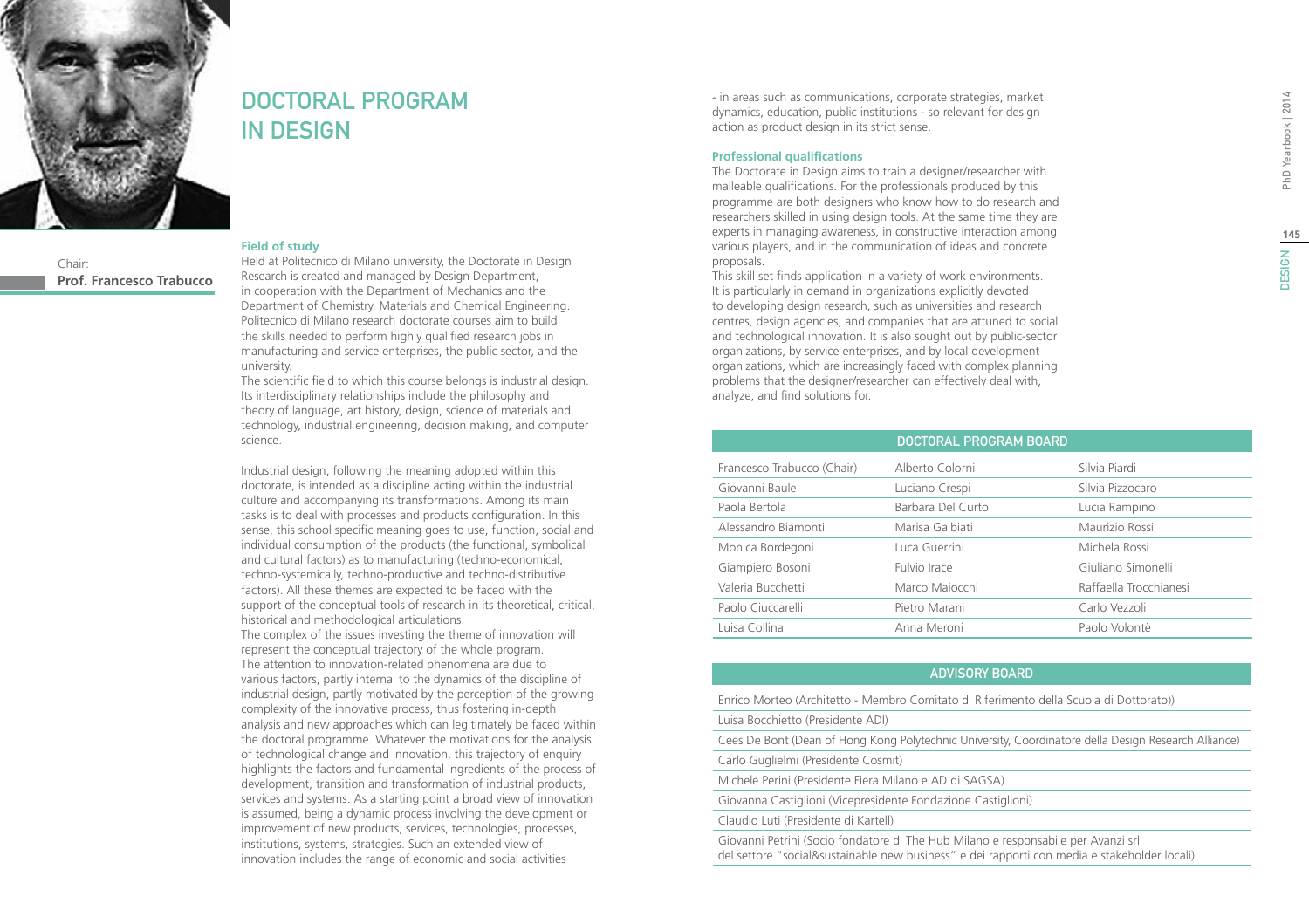# DOCTORAL PROGRAM IN DESIGN

Chair:
**Prof. Francesco Trabucco**

### Field of study

Held at Politecnico di Milano university, the Doctorate in Design Research is created and managed by Design Department, in cooperation with the Department of Mechanics and the Department of Chemistry, Materials and Chemical Engineering. Politecnico di Milano research doctorate courses aim to build the skills needed to perform highly qualified research jobs in manufacturing and service enterprises, the public sector, and the university.

The scientific field to which this course belongs is industrial design. Its interdisciplinary relationships include the philosophy and theory of language, art history, design, science of materials and technology, industrial engineering, decision making, and computer science.

Industrial design, following the meaning adopted within this doctorate, is intended as a discipline acting within the industrial culture and accompanying its transformations. Among its main tasks is to deal with processes and products configuration. In this sense, this school specific meaning goes to use, function, social and individual consumption of the products (the functional, symbolical and cultural factors) as to manufacturing (techno-economical, techno-systemically, techno-productive and techno-distributive factors). All these themes are expected to be faced with the support of the conceptual tools of research in its theoretical, critical, historical and methodological articulations.

The complex of the issues investing the theme of innovation will represent the conceptual trajectory of the whole program. The attention to innovation-related phenomena are due to various factors, partly internal to the dynamics of the discipline of industrial design, partly motivated by the perception of the growing complexity of the innovative process, thus fostering in-depth analysis and new approaches which can legitimately be faced within the doctoral programme. Whatever the motivations for the analysis of technological change and innovation, this trajectory of enquiry highlights the factors and fundamental ingredients of the process of development, transition and transformation of industrial products, services and systems. As a starting point a broad view of innovation is assumed, being a dynamic process involving the development or improvement of new products, services, technologies, processes, institutions, systems, strategies. Such an extended view of innovation includes the range of economic and social activities - in areas such as communications, corporate strategies, market dynamics, education, public institutions - so relevant for design action as product design in its strict sense.

### Professional qualifications

The Doctorate in Design aims to train a designer/researcher with malleable qualifications. For the professionals produced by this programme are both designers who know how to do research and researchers skilled in using design tools. At the same time they are experts in managing awareness, in constructive interaction among various players, and in the communication of ideas and concrete proposals.

This skill set finds application in a variety of work environments. It is particularly in demand in organizations explicitly devoted to developing design research, such as universities and research centres, design agencies, and companies that are attuned to social and technological innovation. It is also sought out by public-sector organizations, by service enterprises, and by local development organizations, which are increasingly faced with complex planning problems that the designer/researcher can effectively deal with, analyze, and find solutions for.

| DOCTORAL PROGRAM BOARD | | |
|---|---|---|
| Francesco Trabucco (Chair) | Alberto Colorni | Silvia Piardi |
| Giovanni Baule | Luciano Crespi | Silvia Pizzocaro |
| Paola Bertola | Barbara Del Curto | Lucia Rampino |
| Alessandro Biamonti | Marisa Galbiati | Maurizio Rossi |
| Monica Bordegoni | Luca Guerrini | Michela Rossi |
| Giampiero Bosoni | Fulvio Irace | Giuliano Simonelli |
| Valeria Bucchetti | Marco Maiocchi | Raffaella Trocchianesi |
| Paolo Ciuccarelli | Pietro Marani | Carlo Vezzoli |
| Luisa Collina | Anna Meroni | Paolo Volontè |

| ADVISORY BOARD |
|---|
| Enrico Morteo (Architetto - Membro Comitato di Riferimento della Scuola di Dottorato)) |
| Luisa Bocchietto (Presidente ADI) |
| Cees De Bont (Dean of Hong Kong Polytechnic University, Coordinatore della Design Research Alliance) |
| Carlo Guglielmi (Presidente Cosmit) |
| Michele Perini (Presidente Fiera Milano e AD di SAGSA) |
| Giovanna Castiglioni (Vicepresidente Fondazione Castiglioni) |
| Claudio Luti (Presidente di Kartell) |
| Giovanni Petrini (Socio fondatore di The Hub Milano e responsabile per Avanzi srl del settore "social&sustainable new business" e dei rapporti con media e stakeholder locali) |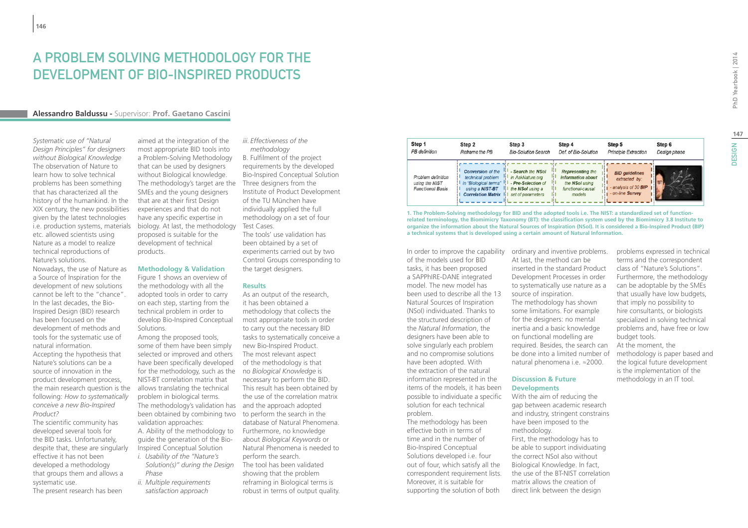# A PROBLEM SOLVING METHODOLOGY FOR THE DEVELOPMENT OF BIO-INSPIRED PRODUCTS

**Alessandro Baldussu -** Supervisor: **Prof. Gaetano Cascini**

*Systematic use of "Natural Design Principles" for designers without Biological Knowledge*

The observation of Nature to learn how to solve technical problems has been something that has characterized all the history of the humankind. In the XIX century, the new possibilities given by the latest technologies i.e. production systems, materials etc. allowed scientists using Nature as a model to realize technical reproductions of Nature's solutions.

Nowadays, the use of Nature as a Source of Inspiration for the development of new solutions cannot be left to the "chance". In the last decades, the Bio-Inspired Design (BID) research has been focused on the development of methods and tools for the systematic use of natural information.

Accepting the hypothesis that Nature's solutions can be a source of innovation in the product development process, the main research question is the following: *How to systematically conceive a new Bio-Inspired Product?*

The scientific community has developed several tools for the BID tasks. Unfortunately, despite that, these are singularly effective it has not been developed a methodology that groups them and allows a systematic use.

The present research has been aimed at the integration of the most appropriate BID tools into a Problem-Solving Methodology that can be used by designers without Biological knowledge. The methodology's target are the SMEs and the young designers that are at their first Design experiences and that do not have any specific expertise in biology. At last, the methodology proposed is suitable for the development of technical products.

## Methodology & Validation

Figure 1 shows an overview of the methodology with all the adopted tools in order to carry on each step, starting from the technical problem in order to develop Bio-Inspired Conceptual Solutions.

Among the proposed tools, some of them have been simply selected or improved and others have been specifically developed for the methodology, such as the NIST-BT correlation matrix that allows translating the technical problem in biological terms.

The methodology's validation has been obtained by combining two validation approaches:

A. Ability of the methodology to guide the generation of the Bio-Inspired Conceptual Solution

i. *Usability of the "Nature's Solution(s)" during the Design Phase*

ii. *Multiple requirements satisfaction approach*

iii. *Effectiveness of the methodology*

B. Fulfilment of the project requirements by the developed Bio-Inspired Conceptual Solution

Three designers from the Institute of Product Development of the TU München have individually applied the full methodology on a set of four Test Cases.

The tools' use validation has been obtained by experiments carried out by two Control Groups corresponding to the target designers.

## Results

As an output of the research, it has been obtained a methodology that collects the most appropriate tools in order to carry out the necessary BID tasks to systematically conceive a new Bio-Inspired Product.

The most relevant aspect of the methodology is that no *Biological Knowledge* is necessary to perform the BID. This result has been obtained by the use of the correlation matrix and the approach adopted to perform the search in the database of Natural Phenomena. Furthermore, no knowledge about *Biological Keywords* or Natural Phenomena is needed to perform the search.

The tool has been validated showing that the problem reframing in Biological terms is robust in terms of output quality.

| Step 1<br>*PB definition* | Step 2<br>*Reframe the PB* | Step 3<br>*Bio-Solution Search* | Step 4<br>*Def. of Bio-Solution* | Step 5<br>*Principle Extraction* | Step 6<br>*Design phase* |
|---|---|---|---|---|---|
| Problem definition using the NIST Functional Basis | Conversion of the technical problem in "Biological terms" using a **NIST-BT Correlation Matrix** | - Search the NSol in AskNature.org<br>- Pre-Selection of the **NSol** using a set of parameters | Representing the information about the **NSol** using functional-causal models | **BID guidelines** extracted by:<br>- analysis of 30 **BIP**<br>- on-line **Survey** | |

**1. The Problem-Solving methodology for BID and the adopted tools i.e. The NIST: a standardized set of function-related terminology, the Biomimicry Taxonomy (BT): the classification system used by the Biomimicry 3.8 Institute to organize the information about the Natural Sources of Inspiration (NSol). It is considered a Bio-Inspired Product (BIP) a technical systems that is developed using a certain amount of Natural Information.**

In order to improve the capability of the models used for BID tasks, it has been proposed a SAPPhIRE-DANE integrated model. The new model has been used to describe all the 13 Natural Sources of Inspiration (NSoI) individuated. Thanks to the structured description of the *Natural Information*, the designers have been able to solve singularly each problem and no compromise solutions have been adopted. With the extraction of the natural information represented in the items of the models, it has been possible to individuate a specific solution for each technical problem.

The methodology has been effective both in terms of time and in the number of Bio-Inspired Conceptual Solutions developed i.e. four out of four, which satisfy all the correspondent requirement lists. Moreover, it is suitable for supporting the solution of both ordinary and inventive problems. At last, the method can be inserted in the standard Product Development Processes in order to systematically use nature as a source of inspiration.

The methodology has shown some limitations. For example for the designers: no mental inertia and a basic knowledge on functional modelling are required. Besides, the search can be done into a limited number of natural phenomena i.e. ≈2000.

## Discussion & Future Developments

With the aim of reducing the gap between academic research and industry, stringent constrains have been imposed to the methodology.

First, the methodology has to be able to support individuating the correct NSoI also without Biological Knowledge. In fact, the use of the BT-NIST correlation matrix allows the creation of direct link between the design problems expressed in technical terms and the correspondent class of "Nature's Solutions". Furthermore, the methodology can be adoptable by the SMEs that usually have low budgets, that imply no possibility to hire consultants, or biologists specialized in solving technical problems and, have free or low budget tools.

At the moment, the methodology is paper based and the logical future development is the implementation of the methodology in an IT tool.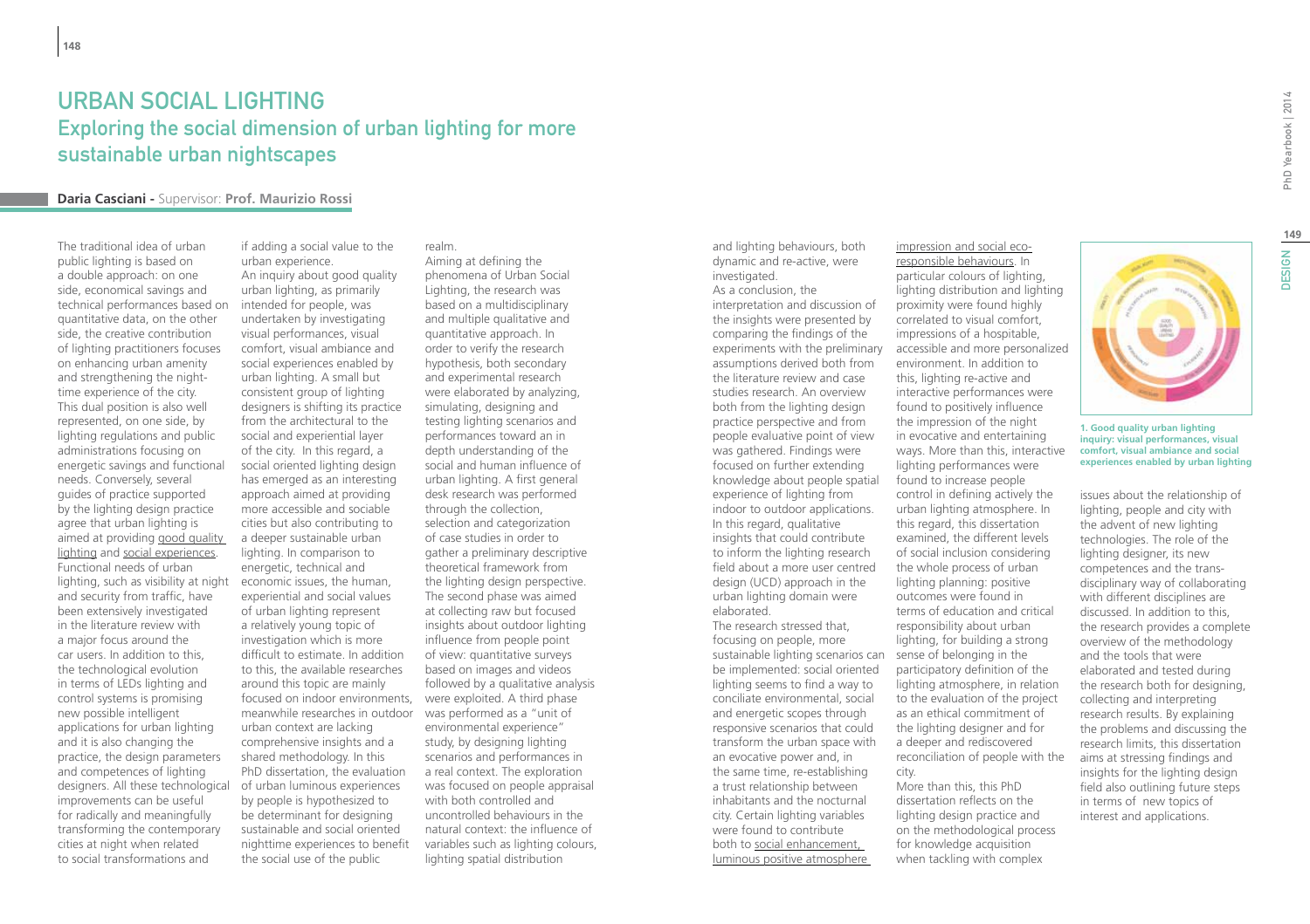# URBAN SOCIAL LIGHTING

## Exploring the social dimension of urban lighting for more sustainable urban nightscapes

**Daria Casciani** - Supervisor: **Prof. Maurizio Rossi**

The traditional idea of urban public lighting is based on a double approach: on one side, economical savings and technical performances based on quantitative data, on the other side, the creative contribution of lighting practitioners focuses on enhancing urban amenity and strengthening the night-time experience of the city. This dual position is also well represented, on one side, by lighting regulations and public administrations focusing on energetic savings and functional needs. Conversely, several guides of practice supported by the lighting design practice agree that urban lighting is aimed at providing good quality lighting and social experiences. Functional needs of urban lighting, such as visibility at night and security from traffic, have been extensively investigated in the literature review with a major focus around the car users. In addition to this, the technological evolution in terms of LEDs lighting and control systems is promising new possible intelligent applications for urban lighting and it is also changing the practice, the design parameters and competences of lighting designers. All these technological improvements can be useful for radically and meaningfully transforming the contemporary cities at night when related to social transformations and if adding a social value to the urban experience.

An inquiry about good quality urban lighting, as primarily intended for people, was undertaken by investigating visual performances, visual comfort, visual ambiance and social experiences enabled by urban lighting. A small but consistent group of lighting designers is shifting its practice from the architectural to the social and experiential layer of the city. In this regard, a social oriented lighting design has emerged as an interesting approach aimed at providing more accessible and sociable cities but also contributing to a deeper sustainable urban lighting. In comparison to energetic, technical and economic issues, the human, experiential and social values of urban lighting represent a relatively young topic of investigation which is more difficult to estimate. In addition to this, the available researches around this topic are mainly focused on indoor environments, meanwhile researches in outdoor urban context are lacking comprehensive insights and a shared methodology. In this PhD dissertation, the evaluation of urban luminous experiences by people is hypothesized to be determinant for designing sustainable and social oriented nighttime experiences to benefit the social use of the public realm.

Aiming at defining the phenomena of Urban Social Lighting, the research was based on a multidisciplinary and multiple qualitative and quantitative approach. In order to verify the research hypothesis, both secondary and experimental research were elaborated by analyzing, simulating, designing and testing lighting scenarios and performances toward an in depth understanding of the social and human influence of urban lighting. A first general desk research was performed through the collection, selection and categorization of case studies in order to gather a preliminary descriptive theoretical framework from the lighting design perspective. The second phase was aimed at collecting raw but focused insights about outdoor lighting influence from people point of view: quantitative surveys based on images and videos followed by a qualitative analysis were exploited. A third phase was performed as a "unit of environmental experience" study, by designing lighting scenarios and performances in a real context. The exploration was focused on people appraisal with both controlled and uncontrolled behaviours in the natural context: the influence of variables such as lighting colours, lighting spatial distribution and lighting behaviours, both dynamic and re-active, were investigated.

As a conclusion, the interpretation and discussion of the insights were presented by comparing the findings of the experiments with the preliminary assumptions derived both from the literature review and case studies research. An overview both from the lighting design practice perspective and from people evaluative point of view was gathered. Findings were focused on further extending knowledge about people spatial experience of lighting from indoor to outdoor applications. In this regard, qualitative insights that could contribute to inform the lighting research field about a more user centred design (UCD) approach in the urban lighting domain were elaborated.

The research stressed that, focusing on people, more sustainable lighting scenarios can be implemented: social oriented lighting seems to find a way to conciliate environmental, social and energetic scopes through responsive scenarios that could transform the urban space with an evocative power and, in the same time, re-establishing a trust relationship between inhabitants and the nocturnal city. Certain lighting variables were found to contribute both to social enhancement, luminous positive atmosphere impression and social eco-responsible behaviours. In particular colours of lighting, lighting distribution and lighting proximity were found highly correlated to visual comfort, impressions of a hospitable, accessible and more personalized environment. In addition to this, lighting re-active and interactive performances were found to positively influence the impression of the night in evocative and entertaining ways. More than this, interactive lighting performances were found to increase people control in defining actively the urban lighting atmosphere. In this regard, this dissertation examined, the different levels of social inclusion considering the whole process of urban lighting planning: positive outcomes were found in terms of education and critical responsibility about urban lighting, for building a strong sense of belonging in the participatory definition of the lighting atmosphere, in relation to the evaluation of the project as an ethical commitment of the lighting designer and for a deeper and rediscovered reconciliation of people with the city.

More than this, this PhD dissertation reflects on the lighting design practice and on the methodological process for knowledge acquisition when tackling with complex issues about the relationship of lighting, people and city with the advent of new lighting technologies. The role of the lighting designer, its new competences and the trans-disciplinary way of collaborating with different disciplines are discussed. In addition to this, the research provides a complete overview of the methodology and the tools that were elaborated and tested during the research both for designing, collecting and interpreting research results. By explaining the problems and discussing the research limits, this dissertation aims at stressing findings and insights for the lighting design field also outlining future steps in terms of new topics of interest and applications.

**1. Good quality urban lighting inquiry: visual performances, visual comfort, visual ambiance and social experiences enabled by urban lighting**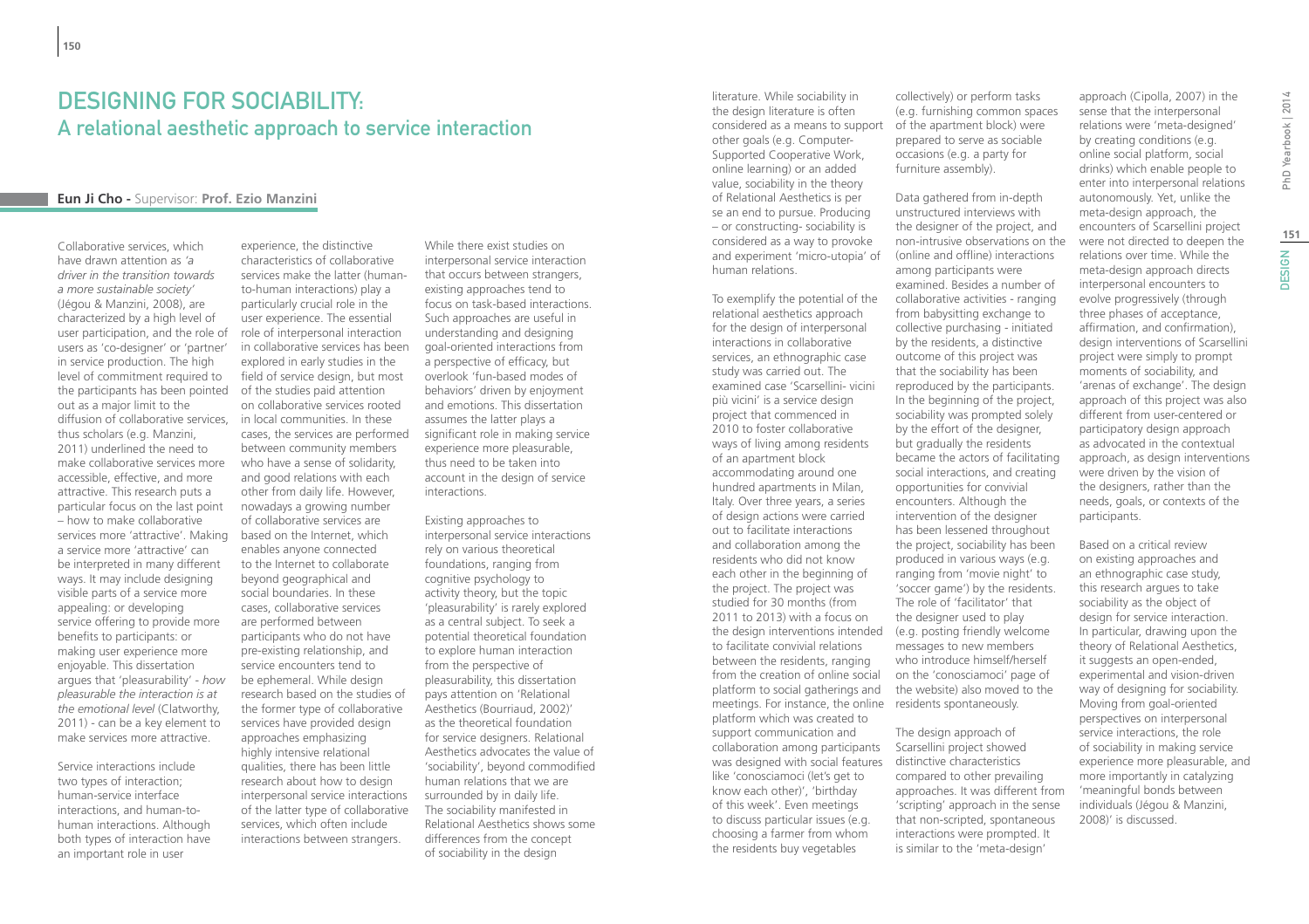# DESIGNING FOR SOCIABILITY:
## A relational aesthetic approach to service interaction

**Eun Ji Cho -** Supervisor: **Prof. Ezio Manzini**

Collaborative services, which have drawn attention as *'a driver in the transition towards a more sustainable society'* (Jégou & Manzini, 2008), are characterized by a high level of user participation, and the role of users as 'co-designer' or 'partner' in service production. The high level of commitment required to the participants has been pointed out as a major limit to the diffusion of collaborative services, thus scholars (e.g. Manzini, 2011) underlined the need to make collaborative services more accessible, effective, and more attractive. This research puts a particular focus on the last point – how to make collaborative services more 'attractive'. Making a service more 'attractive' can be interpreted in many different ways. It may include designing visible parts of a service more appealing: or developing service offering to provide more benefits to participants: or making user experience more enjoyable. This dissertation argues that 'pleasurability' - *how pleasurable the interaction is at the emotional level* (Clatworthy, 2011) - can be a key element to make services more attractive.

Service interactions include two types of interaction; human-service interface interactions, and human-to-human interactions. Although both types of interaction have an important role in user experience, the distinctive characteristics of collaborative services make the latter (human-to-human interactions) play a particularly crucial role in the user experience. The essential role of interpersonal interaction in collaborative services has been explored in early studies in the field of service design, but most of the studies paid attention on collaborative services rooted in local communities. In these cases, the services are performed between community members who have a sense of solidarity, and good relations with each other from daily life. However, nowadays a growing number of collaborative services are based on the Internet, which enables anyone connected to the Internet to collaborate beyond geographical and social boundaries. In these cases, collaborative services are performed between participants who do not have pre-existing relationship, and service encounters tend to be ephemeral. While design research based on the studies of the former type of collaborative services have provided design approaches emphasizing highly intensive relational qualities, there has been little research about how to design interpersonal service interactions of the latter type of collaborative services, which often include interactions between strangers.

While there exist studies on interpersonal service interaction that occurs between strangers, existing approaches tend to focus on task-based interactions. Such approaches are useful in understanding and designing goal-oriented interactions from a perspective of efficacy, but overlook 'fun-based modes of behaviors' driven by enjoyment and emotions. This dissertation assumes the latter plays a significant role in making service experience more pleasurable, thus need to be taken into account in the design of service interactions.

Existing approaches to interpersonal service interactions rely on various theoretical foundations, ranging from cognitive psychology to activity theory, but the topic 'pleasurability' is rarely explored as a central subject. To seek a potential theoretical foundation to explore human interaction from the perspective of pleasurability, this dissertation pays attention on 'Relational Aesthetics (Bourriaud, 2002)' as the theoretical foundation for service designers. Relational Aesthetics advocates the value of 'sociability', beyond commodified human relations that we are surrounded by in daily life. The sociability manifested in Relational Aesthetics shows some differences from the concept of sociability in the design literature. While sociability in the design literature is often considered as a means to support other goals (e.g. Computer-Supported Cooperative Work, online learning) or an added value, sociability in the theory of Relational Aesthetics is per se an end to pursue. Producing – or constructing- sociability is considered as a way to provoke and experiment 'micro-utopia' of human relations.

To exemplify the potential of the relational aesthetics approach for the design of interpersonal interactions in collaborative services, an ethnographic case study was carried out. The examined case 'Scarsellini- vicini più vicini' is a service design project that commenced in 2010 to foster collaborative ways of living among residents of an apartment block accommodating around one hundred apartments in Milan, Italy. Over three years, a series of design actions were carried out to facilitate interactions and collaboration among the residents who did not know each other in the beginning of the project. The project was studied for 30 months (from 2011 to 2013) with a focus on the design interventions intended to facilitate convivial relations between the residents, ranging from the creation of online social platform to social gatherings and meetings. For instance, the online platform which was created to support communication and collaboration among participants was designed with social features like 'conosciamoci (let's get to know each other)', 'birthday of this week'. Even meetings to discuss particular issues (e.g. choosing a farmer from whom the residents buy vegetables collectively) or perform tasks (e.g. furnishing common spaces of the apartment block) were prepared to serve as sociable occasions (e.g. a party for furniture assembly).

Data gathered from in-depth unstructured interviews with the designer of the project, and non-intrusive observations on the (online and offline) interactions among participants were examined. Besides a number of collaborative activities - ranging from babysitting exchange to collective purchasing - initiated by the residents, a distinctive outcome of this project was that the sociability has been reproduced by the participants. In the beginning of the project, sociability was prompted solely by the effort of the designer, but gradually the residents became the actors of facilitating social interactions, and creating opportunities for convivial encounters. Although the intervention of the designer has been lessened throughout the project, sociability has been produced in various ways (e.g. ranging from 'movie night' to 'soccer game') by the residents. The role of 'facilitator' that the designer used to play (e.g. posting friendly welcome messages to new members who introduce himself/herself on the 'conosciamoci' page of the website) also moved to the residents spontaneously.

The design approach of Scarsellini project showed distinctive characteristics compared to other prevailing approaches. It was different from 'scripting' approach in the sense that non-scripted, spontaneous interactions were prompted. It is similar to the 'meta-design' approach (Cipolla, 2007) in the sense that the interpersonal relations were 'meta-designed' by creating conditions (e.g. online social platform, social drinks) which enable people to enter into interpersonal relations autonomously. Yet, unlike the meta-design approach, the encounters of Scarsellini project were not directed to deepen the relations over time. While the meta-design approach directs interpersonal encounters to evolve progressively (through three phases of acceptance, affirmation, and confirmation), design interventions of Scarsellini project were simply to prompt moments of sociability, and 'arenas of exchange'. The design approach of this project was also different from user-centered or participatory design approach as advocated in the contextual approach, as design interventions were driven by the vision of the designers, rather than the needs, goals, or contexts of the participants.

Based on a critical review on existing approaches and an ethnographic case study, this research argues to take sociability as the object of design for service interaction. In particular, drawing upon the theory of Relational Aesthetics, it suggests an open-ended, experimental and vision-driven way of designing for sociability. Moving from goal-oriented perspectives on interpersonal service interactions, the role of sociability in making service experience more pleasurable, and more importantly in catalyzing 'meaningful bonds between individuals (Jégou & Manzini, 2008)' is discussed.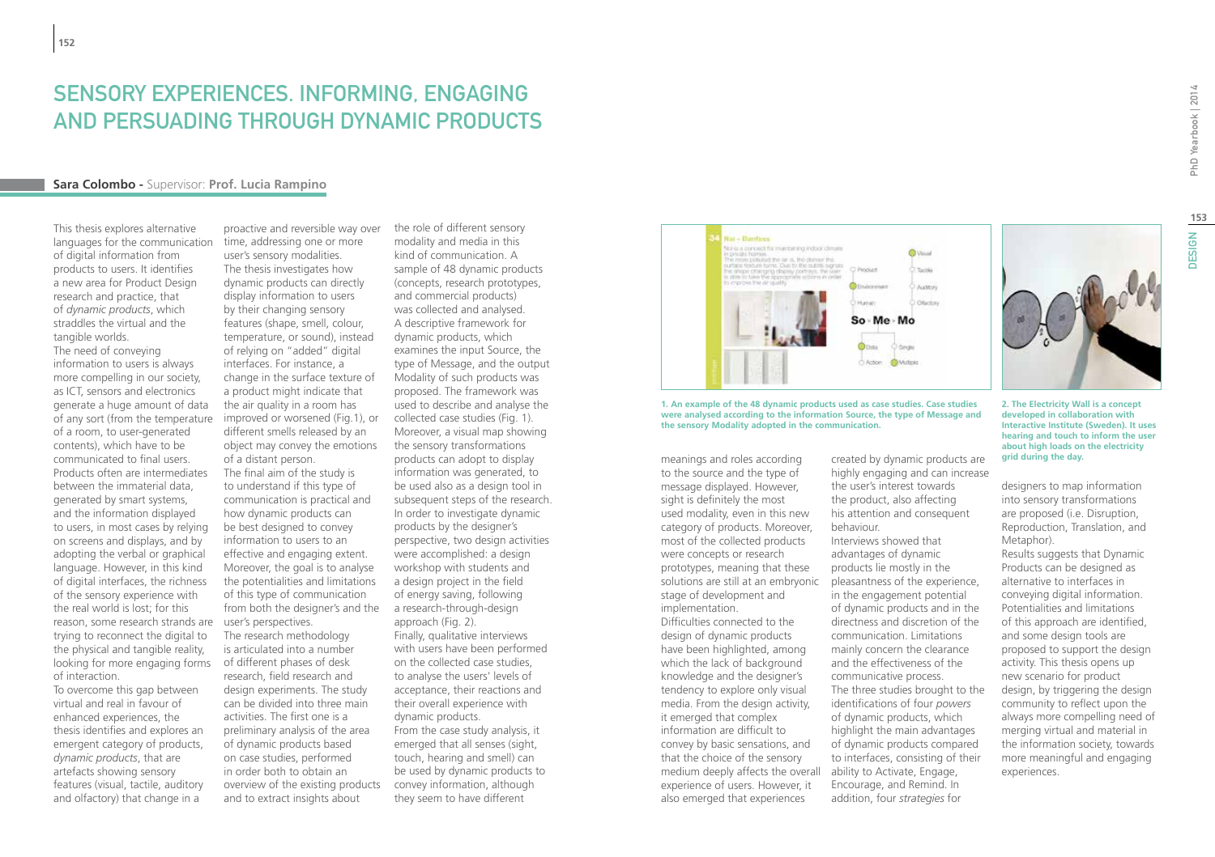# SENSORY EXPERIENCES. INFORMING, ENGAGING AND PERSUADING THROUGH DYNAMIC PRODUCTS

**Sara Colombo -** Supervisor: **Prof. Lucia Rampino**

This thesis explores alternative languages for the communication of digital information from products to users. It identifies a new area for Product Design research and practice, that of *dynamic products*, which straddles the virtual and the tangible worlds.

The need of conveying information to users is always more compelling in our society, as ICT, sensors and electronics generate a huge amount of data of any sort (from the temperature of a room, to user-generated contents), which have to be communicated to final users. Products often are intermediates between the immaterial data, generated by smart systems, and the information displayed to users, in most cases by relying on screens and displays, and by adopting the verbal or graphical language. However, in this kind of digital interfaces, the richness of the sensory experience with the real world is lost; for this reason, some research strands are trying to reconnect the digital to the physical and tangible reality, looking for more engaging forms of interaction.

To overcome this gap between virtual and real in favour of enhanced experiences, the thesis identifies and explores an emergent category of products, *dynamic products*, that are artefacts showing sensory features (visual, tactile, auditory and olfactory) that change in a proactive and reversible way over time, addressing one or more user's sensory modalities.

The thesis investigates how dynamic products can directly display information to users by their changing sensory features (shape, smell, colour, temperature, or sound), instead of relying on "added" digital interfaces. For instance, a change in the surface texture of a product might indicate that the air quality in a room has improved or worsened (Fig.1), or different smells released by an object may convey the emotions of a distant person.

The final aim of the study is to understand if this type of communication is practical and how dynamic products can be best designed to convey information to users to an effective and engaging extent. Moreover, the goal is to analyse the potentialities and limitations of this type of communication from both the designer's and the user's perspectives.

The research methodology is articulated into a number of different phases of desk research, field research and design experiments. The study can be divided into three main activities. The first one is a preliminary analysis of the area of dynamic products based on case studies, performed in order both to obtain an overview of the existing products and to extract insights about the role of different sensory modality and media in this kind of communication. A sample of 48 dynamic products (concepts, research prototypes, and commercial products) was collected and analysed. A descriptive framework for dynamic products, which examines the input Source, the type of Message, and the output Modality of such products was proposed. The framework was used to describe and analyse the collected case studies (Fig. 1). Moreover, a visual map showing the sensory transformations products can adopt to display information was generated, to be used also as a design tool in subsequent steps of the research.

In order to investigate dynamic products by the designer's perspective, two design activities were accomplished: a design workshop with students and a design project in the field of energy saving, following a research-through-design approach (Fig. 2).

Finally, qualitative interviews with users have been performed on the collected case studies, to analyse the users' levels of acceptance, their reactions and their overall experience with dynamic products.

From the case study analysis, it emerged that all senses (sight, touch, hearing and smell) can be used by dynamic products to convey information, although they seem to have different meanings and roles according to the source and the type of message displayed. However, sight is definitely the most used modality, even in this new category of products. Moreover, most of the collected products were concepts or research prototypes, meaning that these solutions are still at an embryonic stage of development and implementation.

Difficulties connected to the design of dynamic products have been highlighted, among which the lack of background knowledge and the designer's tendency to explore only visual media. From the design activity, it emerged that complex information are difficult to convey by basic sensations, and that the choice of the sensory medium deeply affects the overall experience of users. However, it also emerged that experiences created by dynamic products are highly engaging and can increase the user's interest towards the product, also affecting his attention and consequent behaviour.

Interviews showed that advantages of dynamic products lie mostly in the pleasantness of the experience, in the engagement potential of dynamic products and in the directness and discretion of the communication. Limitations mainly concern the clearance and the effectiveness of the communicative process.

The three studies brought to the identifications of four *powers* of dynamic products, which highlight the main advantages of dynamic products compared to interfaces, consisting of their ability to Activate, Engage, Encourage, and Remind. In addition, four *strategies* for designers to map information into sensory transformations are proposed (i.e. Disruption, Reproduction, Translation, and Metaphor).

Results suggests that Dynamic Products can be designed as alternative to interfaces in conveying digital information. Potentialities and limitations of this approach are identified, and some design tools are proposed to support the design activity. This thesis opens up new scenario for product design, by triggering the design community to reflect upon the always more compelling need of merging virtual and material in the information society, towards more meaningful and engaging experiences.

**1. An example of the 48 dynamic products used as case studies. Case studies were analysed according to the information Source, the type of Message and the sensory Modality adopted in the communication.**

**2. The Electricity Wall is a concept developed in collaboration with Interactive Institute (Sweden). It uses hearing and touch to inform the user about high loads on the electricity grid during the day.**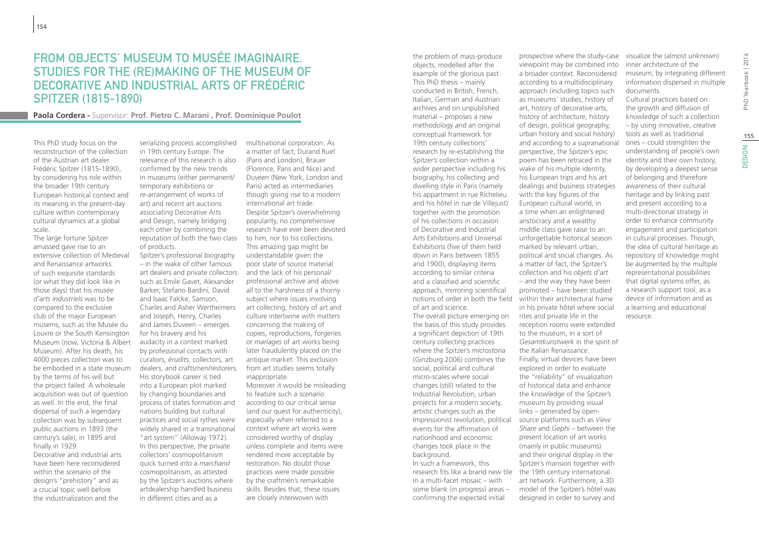# FROM OBJECTS' MUSEUM TO MUSÉE IMAGINAIRE. STUDIES FOR THE (RE)MAKING OF THE MUSEUM OF DECORATIVE AND INDUSTRIAL ARTS OF FRÉDÉRIC SPITZER (1815-1890)

**Paola Cordera - Supervisor: Prof. Pietro C. Marani , Prof. Dominique Poulot**

This PhD study focus on the reconstruction of the collection of the Austrian art dealer Frédéric Spitzer (1815-1890), by considering his role within the broader 19th century European historical context and its meaning in the present-day culture within contemporary cultural dynamics at a global scale.

The large fortune Spitzer amassed gave rise to an extensive collection of Medieval and Renaissance artworks of such exquisite standards (or what they did look like in those days) that his *musée d'arts industriels* was to be compared to the exclusive club of the major European musems, such as the Musée du Louvre or the South Kensington Museum (now, Victoria & Albert Museum). After his death, his 4000 pieces collection was to be embodied in a state museum by the terms of his will but the project failed. A wholesale acquisition was out of question as well. In the end, the final dispersal of such a legendary collection was by subsequent public auctions in 1893 (the century's sale), in 1895 and finally in 1929.

Decorative and industrial arts have been here reconsidered within the *scenario* of the design's "prehistory" and as a crucial topic well before the industrialization and the serializing process accomplished in 19th century Europe. The relevance of this research is also confirmed by the new trends in museums (either permanent/temporary exhibitions or re-arrangement of works of art) and recent art auctions associating Decorative Arts and Design, namely bridging each other by combining the reputation of both the two class of products.

Spitzer's professional biography – in the wake of other famous art dealers and private collectors such as Emile Gavet, Alexander Barker, Stefano Bardini, David and Isaac Falcke, Samson, Charles and Asher Wertheimers and Joseph, Henry, Charles and James Duveen – emerges for his bravery and his audacity in a context marked by professional contacts with curators, *érudits*, collectors, art dealers, and craftsmen/restorers. His storybook career is tied into a European plot marked by changing boundaries and process of states formation and nations building but cultural practices and social rythes were widely shared in a transnational "art system" (Alloway 1972). In this perspective, the private collectors' cosmopolitanism quick turned into a *marchand* cosmopolitanism, as attested by the Spitzer's auctions where artdealership handled business in different cities and as a multinational corporation. As a matter of fact, Durand Ruel (Paris and London), Brauer (Florence, Paris and Nice) and Duveen (New York, London and Paris) acted as intermediaries though giving rise to a modern international art trade.

Despite Spitzer's overwhelming popularity, no comprehensive research have ever been devoted to him, nor to his collections. This amazing gap might be understandable given the poor state of source material and the lack of his personal/professional archive and above all to the harshness of a thorny subject where issues involving art collecting, history of art and culture intertwine with matters concerning the making of copies, reproductions, forgeries or *mariages* of art works being later fraudulently placed on the antique market. This exclusion from art studies seems totally inappropriate.

Moreover it would be misleading to feature such a *scenario* according to our critical sense (and our quest for authenticity), especially when referred to a context where art works were considered worthy of display unless complete and items were rendered more acceptable by restoration. No doubt those practices were made possible by the craftmen's remarkable skills. Besides that, these issues are closely interwoven with the problem of mass-produce objects, modelled after the example of the glorious past. This PhD thesis – mainly conducted in British, French, Italian, German and Austrian archives and on unpublished material – proposes a new methodology and an original conceptual framework for 19th century collections' research by re-establishing the Spitzer's collection within a wider perspective including his biography, his collecting and dwelling style in Paris (namely his appartment in rue Richelieu and his hôtel in rue de Villejust) together with the promotion of his collections in occasion of Decorative and Industrial Arts Exhibitions and Universal Exhibitions (five of them held down in Paris between 1855 and 1900), displaying items according to similar criteria and a classified and scientific approach, mirroring scientifical notions of order in both the field of art and science.

The overall picture emerging on the basis of this study provides a significant depiction of 19th century collecting practices where the Spitzer's *microstoria* (Ginzburg 2006) combines the social, political and cultural micro-scales where social changes (still) related to the Industrial Revolution, urban projects for a modern society, artistic changes such as the Impressionist revolution, political events for the affirmation of nationhood and economic changes took place in the background.

In such a framework, this research fits like a brand new tile in a multi-facet mosaic – with some blank (in progress) areas – confirming the expected initial prospective where the study-case viewpoint may be combined into a broader context. Reconsidered according to a multidisciplinary approach (including topics such as museums' studies, history of art, history of decorative arts, history of architecture, history of design, political geography, urban history and social history) and according to a supranational perspective, the Spitzer's epic poem has been retraced in the wake of his multiple identity, his European trips and his art dealings and business strategies with the key figures of the European cultural world, in a time when an enlightened aristocracy and a wealthy middle class gave raise to an unforgettable historical season marked by relevant urban, political and social changes. As a matter of fact, the Spitzer's collection and his *objets d'art* – and the way they have been promoted – have been studied within their architectural frame in his private hôtel where social rites and private life in the reception rooms were extended to the museum, in a sort of *Gesamtkunstwerk* in the spirit of the Italian Renaissance.

Finally, virtual devices have been explored in order to evaluate the "reliability" of visualization of historical data and enhance the knowledge of the Spitzer's museum by providing visual links – generated by open-source platforms such as *View Share* and *Gephi* – between the present location of art works (mainly in public museums) and their original display in the Spitzer's mansion together with the 19th century international art network. Furthermore, a 3D model of the Spitzer's hôtel was designed in order to survey and visualize the (almost unknown) inner architecture of the museum, by integrating different information dispersed in multiple documents.

Cultural practices based on the growth and diffusion of knowledge of such a collection – by using innovative, creative tools as well as traditional ones – could strenghten the understanding of people's own identity and their own history, by developing a deepest sense of belonging and therefore awareness of their cultural heritage and by linking past and present according to a multi-directional strategy in order to enhance community engagement and participation in cultural processes. Though, the idea of cultural heritage as repository of knowledge might be augmented by the multiple representational possibilities that digital systems offer, as a research support tool, as a device of information and as a learning and educational resource.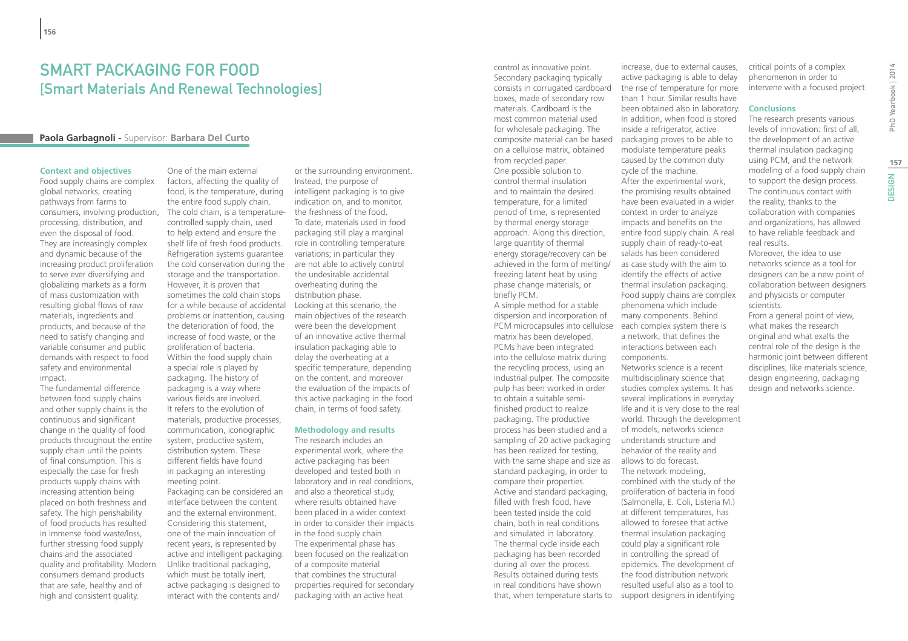# SMART PACKAGING FOR FOOD
## [Smart Materials And Renewal Technologies]

**Paola Garbagnoli** - Supervisor: **Barbara Del Curto**

### Context and objectives

Food supply chains are complex global networks, creating pathways from farms to consumers, involving production, processing, distribution, and even the disposal of food. They are increasingly complex and dynamic because of the increasing product proliferation to serve ever diversifying and globalizing markets as a form of mass customization with resulting global flows of raw materials, ingredients and products, and because of the need to satisfy changing and variable consumer and public demands with respect to food safety and environmental impact.

The fundamental difference between food supply chains and other supply chains is the continuous and significant change in the quality of food products throughout the entire supply chain until the points of final consumption. This is especially the case for fresh products supply chains with increasing attention being placed on both freshness and safety. The high perishability of food products has resulted in immense food waste/loss, further stressing food supply chains and the associated quality and profitability. Modern consumers demand products that are safe, healthy and of high and consistent quality.

One of the main external factors, affecting the quality of food, is the temperature, during the entire food supply chain. The cold chain, is a temperature-controlled supply chain, used to help extend and ensure the shelf life of fresh food products. Refrigeration systems guarantee the cold conservation during the storage and the transportation. However, it is proven that sometimes the cold chain stops for a while because of accidental problems or inattention, causing the deterioration of food, the increase of food waste, or the proliferation of bacteria.

Within the food supply chain a special role is played by packaging. The history of packaging is a way where various fields are involved. It refers to the evolution of materials, productive processes, communication, iconographic system, productive system, distribution system. These different fields have found in packaging an interesting meeting point.

Packaging can be considered an interface between the content and the external environment. Considering this statement, one of the main innovation of recent years, is represented by active and intelligent packaging. Unlike traditional packaging, which must be totally inert, active packaging is designed to interact with the contents and/or the surrounding environment. Instead, the purpose of intelligent packaging is to give indication on, and to monitor, the freshness of the food.

To date, materials used in food packaging still play a marginal role in controlling temperature variations; in particular they are not able to actively control the undesirable accidental overheating during the distribution phase.

Looking at this scenario, the main objectives of the research were been the development of an innovative active thermal insulation packaging able to delay the overheating at a specific temperature, depending on the content, and moreover the evaluation of the impacts of this active packaging in the food chain, in terms of food safety.

### Methodology and results

The research includes an experimental work, where the active packaging has been developed and tested both in laboratory and in real conditions, and also a theoretical study, where results obtained have been placed in a wider context in order to consider their impacts in the food supply chain.

The experimental phase has been focused on the realization of a composite material that combines the structural properties required for secondary packaging with an active heat control as innovative point. Secondary packaging typically consists in corrugated cardboard boxes, made of secondary row materials. Cardboard is the most common material used for wholesale packaging. The composite material can be based on a cellulose matrix, obtained from recycled paper.

One possible solution to control thermal insulation and to maintain the desired temperature, for a limited period of time, is represented by thermal energy storage approach. Along this direction, large quantity of thermal energy storage/recovery can be achieved in the form of melting/freezing latent heat by using phase change materials, or briefly PCM.

A simple method for a stable dispersion and incorporation of PCM microcapsules into cellulose matrix has been developed. PCMs have been integrated into the cellulose matrix during the recycling process, using an industrial pulper. The composite pulp has been worked in order to obtain a suitable semi-finished product to realize packaging. The productive process has been studied and a sampling of 20 active packaging has been realized for testing, with the same shape and size as standard packaging, in order to compare their properties.

Active and standard packaging, filled with fresh food, have been tested inside the cold chain, both in real conditions and simulated in laboratory. The thermal cycle inside each packaging has been recorded during all over the process. Results obtained during tests in real conditions have shown that, when temperature starts to increase, due to external causes, active packaging is able to delay the rise of temperature for more than 1 hour. Similar results have been obtained also in laboratory. In addition, when food is stored inside a refrigerator, active packaging proves to be able to modulate temperature peaks caused by the common duty cycle of the machine.

After the experimental work, the promising results obtained have been evaluated in a wider context in order to analyze impacts and benefits on the entire food supply chain. A real supply chain of ready-to-eat salads has been considered as case study with the aim to identify the effects of active thermal insulation packaging.

Food supply chains are complex phenomena which include many components. Behind each complex system there is a network, that defines the interactions between each components.

Networks science is a recent multidisciplinary science that studies complex systems. It has several implications in everyday life and it is very close to the real world. Through the development of models, networks science understands structure and behavior of the reality and allows to do forecast.

The network modeling, combined with the study of the proliferation of bacteria in food (Salmonella, E. Coli, Listeria M.) at different temperatures, has allowed to foresee that active thermal insulation packaging could play a significant role in controlling the spread of epidemics. The development of the food distribution network resulted useful also as a tool to support designers in identifying critical points of a complex phenomenon in order to intervene with a focused project.

### Conclusions

The research presents various levels of innovation: first of all, the development of an active thermal insulation packaging using PCM, and the network modeling of a food supply chain to support the design process. The continuous contact with the reality, thanks to the collaboration with companies and organizations, has allowed to have reliable feedback and real results.

Moreover, the idea to use networks science as a tool for designers can be a new point of collaboration between designers and physicists or computer scientists.

From a general point of view, what makes the research original and what exalts the central role of the design is the harmonic joint between different disciplines, like materials science, design engineering, packaging design and networks science.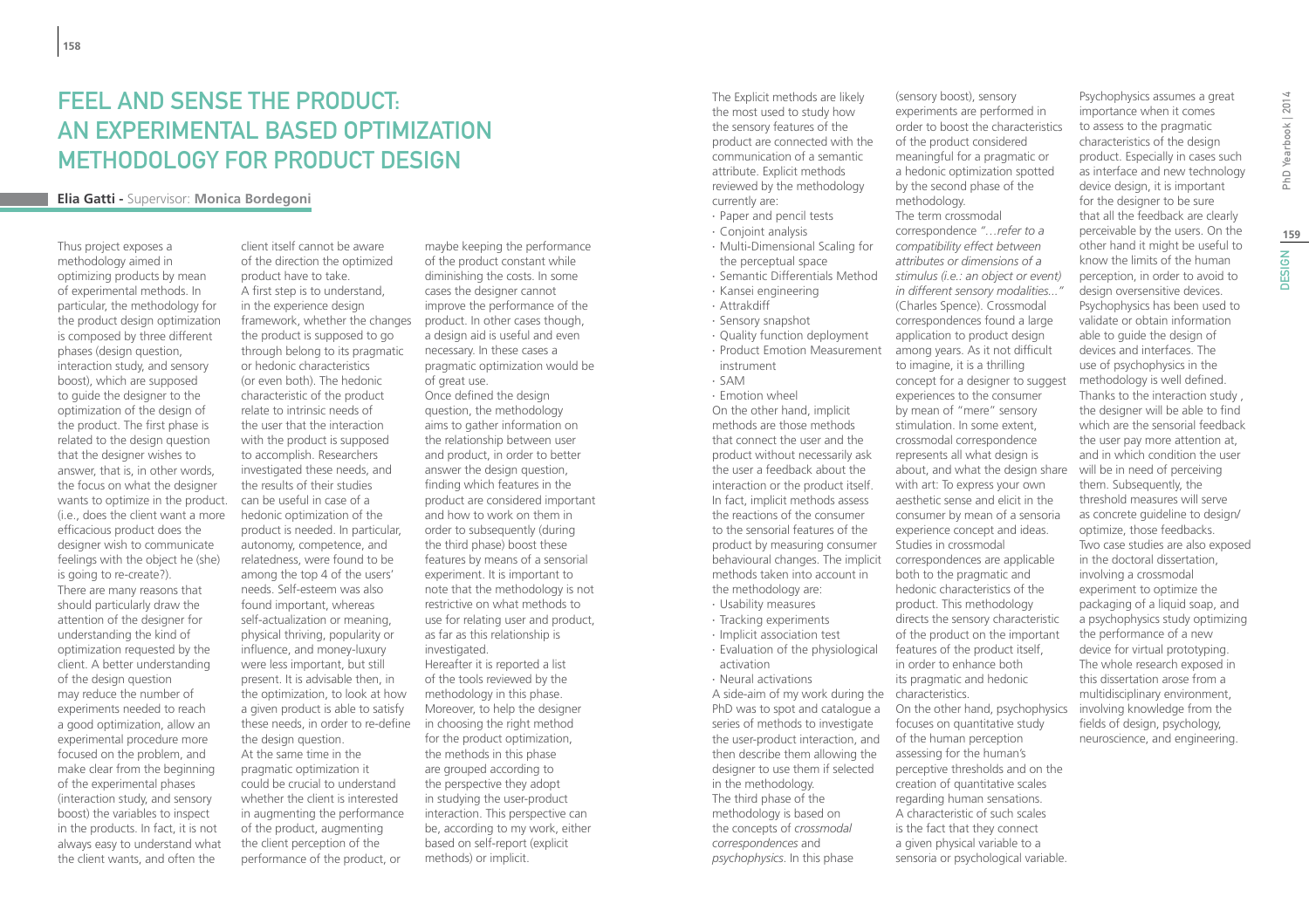# Feel and Sense the Product: An Experimental Based Optimization Methodology for Product Design

**Elia Gatti** - Supervisor: **Monica Bordegoni**

Thus project exposes a methodology aimed in optimizing products by mean of experimental methods. In particular, the methodology for the product design optimization is composed by three different phases (design question, interaction study, and sensory boost), which are supposed to guide the designer to the optimization of the design of the product. The first phase is related to the design question that the designer wishes to answer, that is, in other words, the focus on what the designer wants to optimize in the product. (i.e., does the client want a more efficacious product does the designer wish to communicate feelings with the object he (she) is going to re-create?).

There are many reasons that should particularly draw the attention of the designer for understanding the kind of optimization requested by the client. A better understanding of the design question may reduce the number of experiments needed to reach a good optimization, allow an experimental procedure more focused on the problem, and make clear from the beginning of the experimental phases (interaction study, and sensory boost) the variables to inspect in the products. In fact, it is not always easy to understand what the client wants, and often the client itself cannot be aware of the direction the optimized product have to take.

A first step is to understand, in the experience design framework, whether the changes the product is supposed to go through belong to its pragmatic or hedonic characteristics (or even both). The hedonic characteristic of the product relate to intrinsic needs of the user that the interaction with the product is supposed to accomplish. Researchers investigated these needs, and the results of their studies can be useful in case of a hedonic optimization of the product is needed. In particular, autonomy, competence, and relatedness, were found to be among the top 4 of the users' needs. Self-esteem was also found important, whereas self-actualization or meaning, physical thriving, popularity or influence, and money-luxury were less important, but still present. It is advisable then, in the optimization, to look at how a given product is able to satisfy these needs, in order to re-define the design question.

At the same time in the pragmatic optimization it could be crucial to understand whether the client is interested in augmenting the performance of the product, augmenting the client perception of the performance of the product, or maybe keeping the performance of the product constant while diminishing the costs. In some cases the designer cannot improve the performance of the product. In other cases though, a design aid is useful and even necessary. In these cases a pragmatic optimization would be of great use.

Once defined the design question, the methodology aims to gather information on the relationship between user and product, in order to better answer the design question, finding which features in the product are considered important and how to work on them in order to subsequently (during the third phase) boost these features by means of a sensorial experiment. It is important to note that the methodology is not restrictive on what methods to use for relating user and product, as far as this relationship is investigated.

Hereafter it is reported a list of the tools reviewed by the methodology in this phase. Moreover, to help the designer in choosing the right method for the product optimization, the methods in this phase are grouped according to the perspective they adopt in studying the user-product interaction. This perspective can be, according to my work, either based on self-report (explicit methods) or implicit.

The Explicit methods are likely the most used to study how the sensory features of the product are connected with the communication of a semantic attribute. Explicit methods reviewed by the methodology currently are:

- Paper and pencil tests
- Conjoint analysis
- Multi-Dimensional Scaling for the perceptual space
- Semantic Differentials Method
- Kansei engineering
- Attrakdiff
- Sensory snapshot
- Quality function deployment
- Product Emotion Measurement instrument
- SAM
- Emotion wheel

On the other hand, implicit methods are those methods that connect the user and the product without necessarily ask the user a feedback about the interaction or the product itself. In fact, implicit methods assess the reactions of the consumer to the sensorial features of the product by measuring consumer behavioural changes. The implicit methods taken into account in the methodology are:

- Usability measures
- Tracking experiments
- Implicit association test
- Evaluation of the physiological activation
- Neural activations

A side-aim of my work during the PhD was to spot and catalogue a series of methods to investigate the user-product interaction, and then describe them allowing the designer to use them if selected in the methodology.

The third phase of the methodology is based on the concepts of *crossmodal correspondences* and *psychophysics*. In this phase (sensory boost), sensory experiments are performed in order to boost the characteristics of the product considered meaningful for a pragmatic or a hedonic optimization spotted by the second phase of the methodology.

The term crossmodal correspondence *"…refer to a compatibility effect between attributes or dimensions of a stimulus (i.e.: an object or event) in different sensory modalities…"* (Charles Spence). Crossmodal correspondences found a large application to product design among years. As it not difficult to imagine, it is a thrilling concept for a designer to suggest experiences to the consumer by mean of "mere" sensory stimulation. In some extent, crossmodal correspondence represents all what design is about, and what the design share with art: To express your own aesthetic sense and elicit in the consumer by mean of a sensoria experience concept and ideas. Studies in crossmodal correspondences are applicable both to the pragmatic and hedonic characteristics of the product. This methodology directs the sensory characteristic of the product on the important features of the product itself, in order to enhance both its pragmatic and hedonic characteristics.

On the other hand, psychophysics focuses on quantitative study of the human perception assessing for the human's perceptive thresholds and on the creation of quantitative scales regarding human sensations. A characteristic of such scales is the fact that they connect a given physical variable to a sensoria or psychological variable. Psychophysics assumes a great importance when it comes to assess to the pragmatic characteristics of the design product. Especially in cases such as interface and new technology device design, it is important for the designer to be sure that all the feedback are clearly perceivable by the users. On the other hand it might be useful to know the limits of the human perception, in order to avoid to design oversensitive devices. Psychophysics has been used to validate or obtain information able to guide the design of devices and interfaces. The use of psychophysics in the methodology is well defined. Thanks to the interaction study , the designer will be able to find which are the sensorial feedback the user pay more attention at, and in which condition the user will be in need of perceiving them. Subsequently, the threshold measures will serve as concrete guideline to design/optimize, those feedbacks.

Two case studies are also exposed in the doctoral dissertation, involving a crossmodal experiment to optimize the packaging of a liquid soap, and a psychophysics study optimizing the performance of a new device for virtual prototyping.

The whole research exposed in this dissertation arose from a multidisciplinary environment, involving knowledge from the fields of design, psychology, neuroscience, and engineering.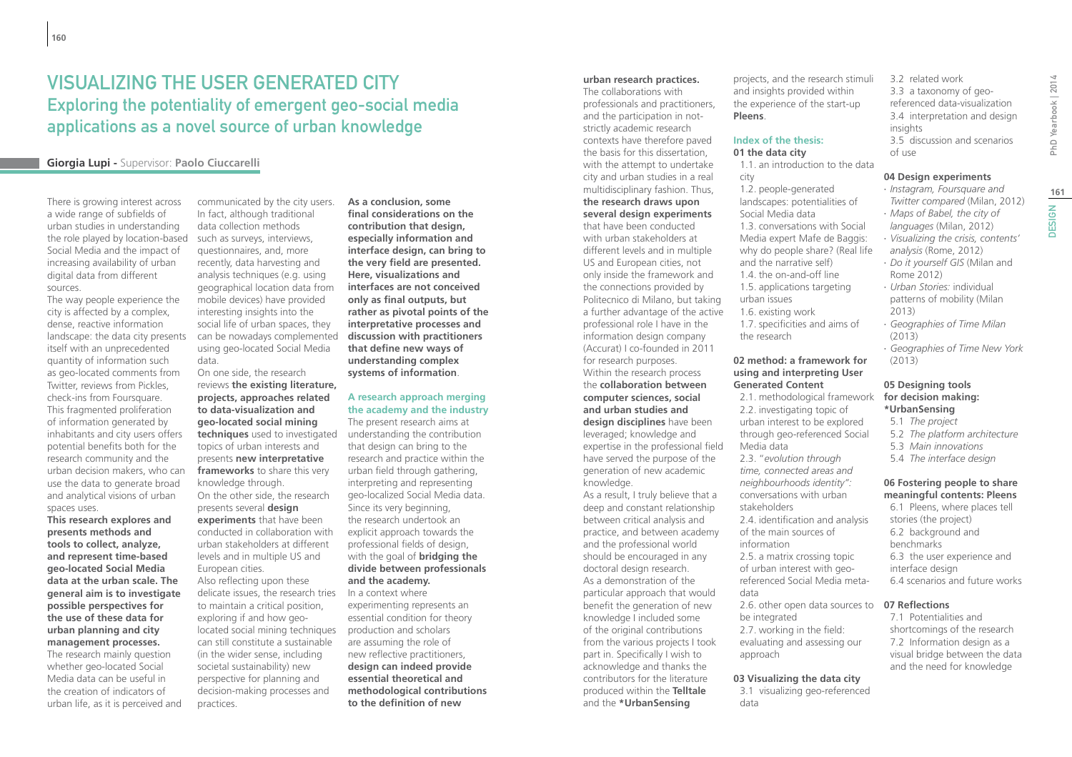# VISUALIZING THE USER GENERATED CITY

## Exploring the potentiality of emergent geo-social media applications as a novel source of urban knowledge

**Giorgia Lupi -** Supervisor: **Paolo Ciuccarelli**

There is growing interest across a wide range of subfields of urban studies in understanding the role played by location-based Social Media and the impact of increasing availability of urban digital data from different sources.

The way people experience the city is affected by a complex, dense, reactive information landscape: the data city presents itself with an unprecedented quantity of information such as geo-located comments from Twitter, reviews from Pickles, check-ins from Foursquare. This fragmented proliferation of information generated by inhabitants and city users offers potential benefits both for the research community and the urban decision makers, who can use the data to generate broad and analytical visions of urban spaces uses.

**This research explores and presents methods and tools to collect, analyze, and represent time-based geo-located Social Media data at the urban scale. The general aim is to investigate possible perspectives for the use of these data for urban planning and city management processes.**

The research mainly question whether geo-located Social Media data can be useful in the creation of indicators of urban life, as it is perceived and communicated by the city users. In fact, although traditional data collection methods such as surveys, interviews, questionnaires, and, more recently, data harvesting and analysis techniques (e.g. using geographical location data from mobile devices) have provided interesting insights into the social life of urban spaces, they can be nowadays complemented using geo-located Social Media data.

On one side, the research reviews **the existing literature, projects, approaches related to data-visualization and geo-located social mining techniques** used to investigated topics of urban interests and presents **new interpretative frameworks** to share this very knowledge through.

On the other side, the research presents several **design experiments** that have been conducted in collaboration with urban stakeholders at different levels and in multiple US and European cities.

Also reflecting upon these delicate issues, the research tries to maintain a critical position, exploring if and how geo-located social mining techniques can still constitute a sustainable (in the wider sense, including societal sustainability) new perspective for planning and decision-making processes and practices.

**As a conclusion, some final considerations on the contribution that design, especially information and interface design, can bring to the very field are presented. Here, visualizations and interfaces are not conceived only as final outputs, but rather as pivotal points of the interpretative processes and discussion with practitioners that define new ways of understanding complex systems of information**.

### A research approach merging the academy and the industry

The present research aims at understanding the contribution that design can bring to the research and practice within the urban field through gathering, interpreting and representing geo-localized Social Media data. Since its very beginning, the research undertook an explicit approach towards the professional fields of design, with the goal of **bridging the divide between professionals and the academy.**

In a context where experimenting represents an essential condition for theory production and scholars are assuming the role of new reflective practitioners, **design can indeed provide essential theoretical and methodological contributions to the definition of new urban research practices.**

The collaborations with professionals and practitioners, and the participation in not-strictly academic research contexts have therefore paved the basis for this dissertation, with the attempt to undertake city and urban studies in a real multidisciplinary fashion. Thus, **the research draws upon several design experiments** that have been conducted with urban stakeholders at different levels and in multiple US and European cities, not only inside the framework and the connections provided by Politecnico di Milano, but taking a further advantage of the active professional role I have in the information design company (Accurat) I co-founded in 2011 for research purposes.

Within the research process the **collaboration between computer sciences, social and urban studies and design disciplines** have been leveraged; knowledge and expertise in the professional field have served the purpose of the generation of new academic knowledge.

As a result, I truly believe that a deep and constant relationship between critical analysis and practice, and between academy and the professional world should be encouraged in any doctoral design research.

As a demonstration of the particular approach that would benefit the generation of new knowledge I included some of the original contributions from the various projects I took part in. Specifically I wish to acknowledge and thanks the contributors for the literature produced within the **Telltale** and the ***UrbanSensing** projects, and the research stimuli and insights provided within the experience of the start-up **Pleens**.

### Index of the thesis:

**01 the data city**

1.1. an introduction to the data city
1.2. people-generated landscapes: potentialities of Social Media data
1.3. conversations with Social Media expert Mafe de Baggis: why do people share? (Real life and the narrative self)
1.4. the on-and-off line
1.5. applications targeting urban issues
1.6. existing work
1.7. specificities and aims of the research

**02 method: a framework for using and interpreting User Generated Content**

2.1. methodological framework
2.2. investigating topic of urban interest to be explored through geo-referenced Social Media data
2.3. "*evolution through time, connected areas and neighbourhoods identity*": conversations with urban stakeholders
2.4. identification and analysis of the main sources of information
2.5. a matrix crossing topic of urban interest with geo-referenced Social Media meta-data
2.6. other open data sources to be integrated
2.7. working in the field: evaluating and assessing our approach

**03 Visualizing the data city**

3.1 visualizing geo-referenced data
3.2 related work
3.3 a taxonomy of geo-referenced data-visualization
3.4 interpretation and design insights
3.5 discussion and scenarios of use

**04 Design experiments**

- *Instagram, Foursquare and Twitter compared* (Milan, 2012)
- *Maps of Babel, the city of languages* (Milan, 2012)
- *Visualizing the crisis, contents' analysis* (Rome, 2012)
- *Do it yourself GIS* (Milan and Rome 2012)
- *Urban Stories:* individual patterns of mobility (Milan 2013)
- *Geographies of Time Milan* (2013)
- *Geographies of Time New York* (2013)

**05 Designing tools for decision making: *UrbanSensing**

5.1 *The project*
5.2 *The platform architecture*
5.3 *Main innovations*
5.4 *The interface design*

**06 Fostering people to share meaningful contents: Pleens**

6.1 Pleens, where places tell stories (the project)
6.2 background and benchmarks
6.3 the user experience and interface design
6.4 scenarios and future works

**07 Reflections**

7.1 Potentialities and shortcomings of the research
7.2 Information design as a visual bridge between the data and the need for knowledge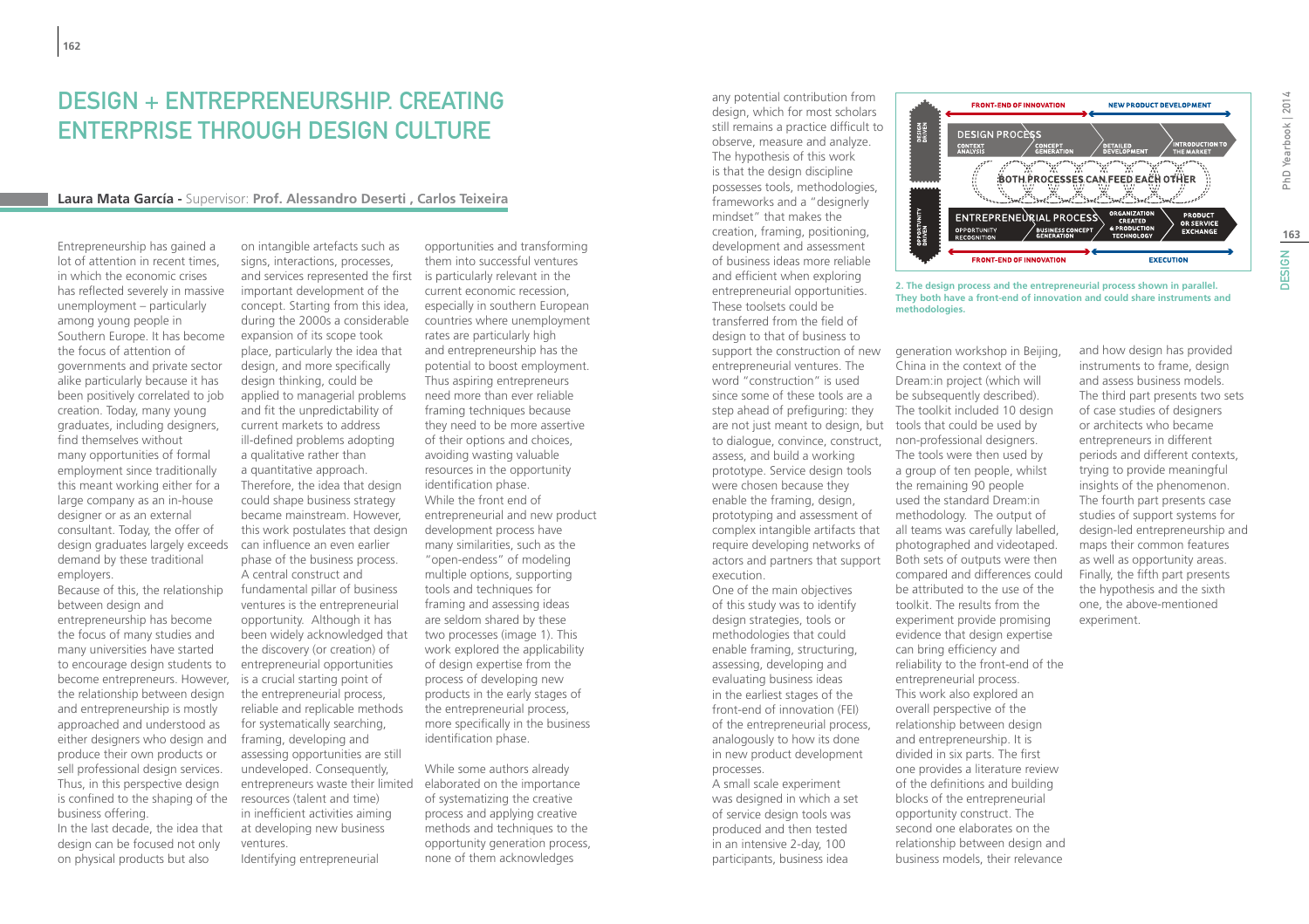# DESIGN + ENTREPRENEURSHIP. CREATING ENTERPRISE THROUGH DESIGN CULTURE

**Laura Mata García -** Supervisor: **Prof. Alessandro Deserti , Carlos Teixeira**

Entrepreneurship has gained a lot of attention in recent times, in which the economic crises has reflected severely in massive unemployment – particularly among young people in Southern Europe. It has become the focus of attention of governments and private sector alike particularly because it has been positively correlated to job creation. Today, many young graduates, including designers, find themselves without many opportunities of formal employment since traditionally this meant working either for a large company as an in-house designer or as an external consultant. Today, the offer of design graduates largely exceeds demand by these traditional employers.

Because of this, the relationship between design and entrepreneurship has become the focus of many studies and many universities have started to encourage design students to become entrepreneurs. However, the relationship between design and entrepreneurship is mostly approached and understood as either designers who design and produce their own products or sell professional design services. Thus, in this perspective design is confined to the shaping of the business offering.

In the last decade, the idea that design can be focused not only on physical products but also on intangible artefacts such as signs, interactions, processes, and services represented the first important development of the concept. Starting from this idea, during the 2000s a considerable expansion of its scope took place, particularly the idea that design, and more specifically design thinking, could be applied to managerial problems and fit the unpredictability of current markets to address ill-defined problems adopting a qualitative rather than a quantitative approach. Therefore, the idea that design could shape business strategy became mainstream. However, this work postulates that design can influence an even earlier phase of the business process.

A central construct and fundamental pillar of business ventures is the entrepreneurial opportunity. Although it has been widely acknowledged that the discovery (or creation) of entrepreneurial opportunities is a crucial starting point of the entrepreneurial process, reliable and replicable methods for systematically searching, framing, developing and assessing opportunities are still undeveloped. Consequently, entrepreneurs waste their limited resources (talent and time) in inefficient activities aiming at developing new business ventures.

Identifying entrepreneurial opportunities and transforming them into successful ventures is particularly relevant in the current economic recession, especially in southern European countries where unemployment rates are particularly high and entrepreneurship has the potential to boost employment. Thus aspiring entrepreneurs need more than ever reliable framing techniques because they need to be more assertive of their options and choices, avoiding wasting valuable resources in the opportunity identification phase.

While the front end of entrepreneurial and new product development process have many similarities, such as the "open-endess" of modeling multiple options, supporting tools and techniques for framing and assessing ideas are seldom shared by these two processes (image 1). This work explored the applicability of design expertise from the process of developing new products in the early stages of the entrepreneurial process, more specifically in the business identification phase.

While some authors already elaborated on the importance of systematizing the creative process and applying creative methods and techniques to the opportunity generation process, none of them acknowledges any potential contribution from design, which for most scholars still remains a practice difficult to observe, measure and analyze. The hypothesis of this work is that the design discipline possesses tools, methodologies, frameworks and a "designerly mindset" that makes the creation, framing, positioning, development and assessment of business ideas more reliable and efficient when exploring entrepreneurial opportunities. These toolsets could be transferred from the field of design to that of business to support the construction of new entrepreneurial ventures. The word "construction" is used since some of these tools are a step ahead of prefiguring: they are not just meant to design, but to dialogue, convince, construct, assess, and build a working prototype. Service design tools were chosen because they enable the framing, design, prototyping and assessment of complex intangible artifacts that require developing networks of actors and partners that support execution.

One of the main objectives of this study was to identify design strategies, tools or methodologies that could enable framing, structuring, assessing, developing and evaluating business ideas in the earliest stages of the front-end of innovation (FEI) of the entrepreneurial process, analogously to how its done in new product development processes.

A small scale experiment was designed in which a set of service design tools was produced and then tested in an intensive 2-day, 100 participants, business idea generation workshop in Beijing, China in the context of the Dream:in project (which will be subsequently described). The toolkit included 10 design tools that could be used by non-professional designers. The tools were then used by a group of ten people, whilst the remaining 90 people used the standard Dream:in methodology. The output of all teams was carefully labelled, photographed and videotaped. Both sets of outputs were then compared and differences could be attributed to the use of the toolkit. The results from the experiment provide promising evidence that design expertise can bring efficiency and reliability to the front-end of the entrepreneurial process.

This work also explored an overall perspective of the relationship between design and entrepreneurship. It is divided in six parts. The first one provides a literature review of the definitions and building blocks of the entrepreneurial opportunity construct. The second one elaborates on the relationship between design and business models, their relevance and how design has provided instruments to frame, design and assess business models. The third part presents two sets of case studies of designers or architects who became entrepreneurs in different periods and different contexts, trying to provide meaningful insights of the phenomenon. The fourth part presents case studies of support systems for design-led entrepreneurship and maps their common features as well as opportunity areas. Finally, the fifth part presents the hypothesis and the sixth one, the above-mentioned experiment.

FRONT-END OF INNOVATION | NEW PRODUCT DEVELOPMENT
DESIGN DRIVEN — DESIGN PROCESS: CONTEXT ANALYSIS, CONCEPT GENERATION, DETAILED DEVELOPMENT, INTRODUCTION TO THE MARKET
BOTH PROCESSES CAN FEED EACH OTHER
OPPORTUNITY DRIVEN — ENTREPRENEURIAL PROCESS: OPPORTUNITY RECOGNITION, BUSINESS CONCEPT GENERATION, ORGANIZATION CREATED & PRODUCTION TECHNOLOGY, PRODUCT OR SERVICE EXCHANGE
FRONT-END OF INNOVATION | EXECUTION

**2. The design process and the entrepreneurial process shown in parallel. They both have a front-end of innovation and could share instruments and methodologies.**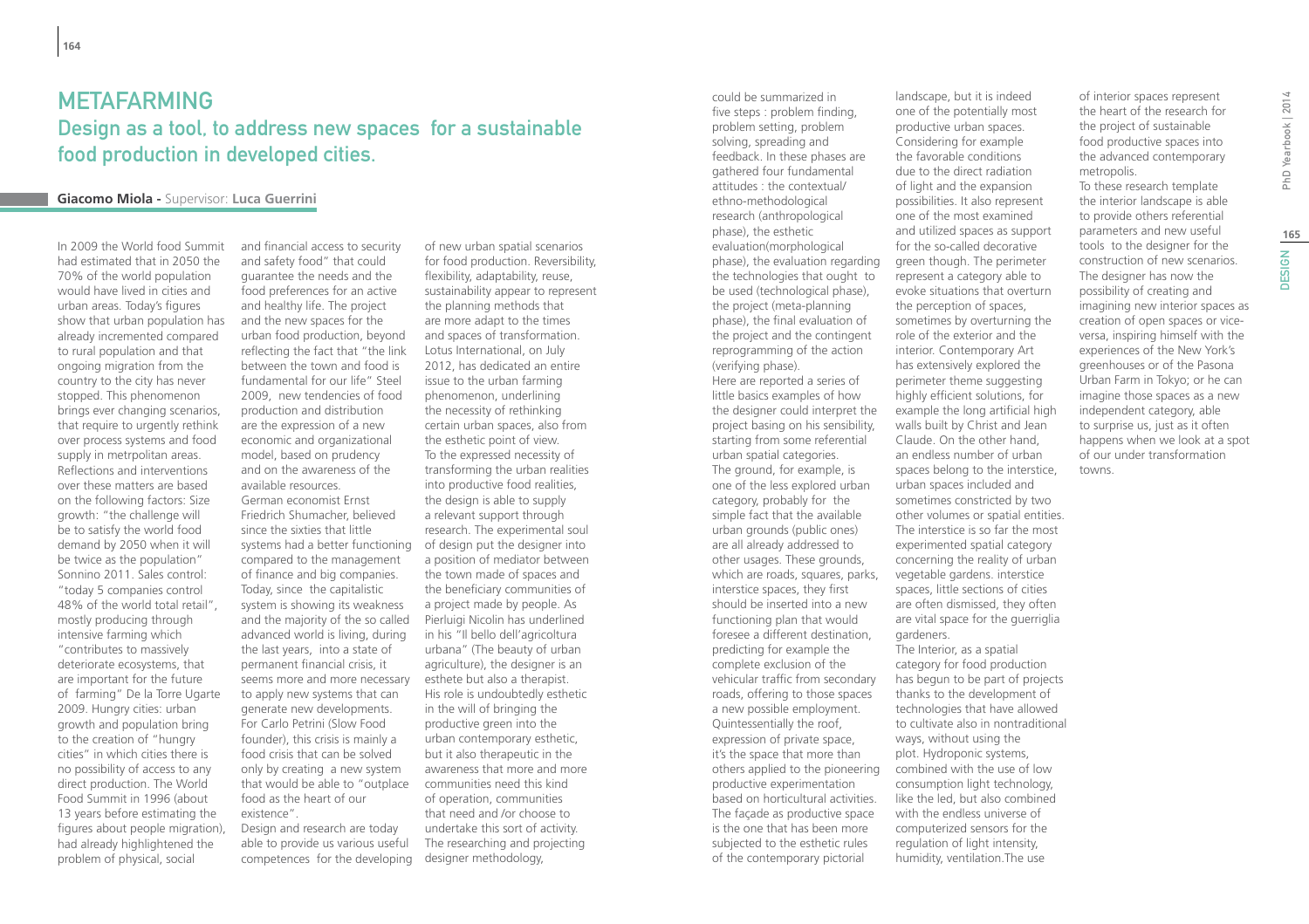# METAFARMING

## Design as a tool, to address new spaces for a sustainable food production in developed cities.

**Giacomo Miola** - Supervisor: **Luca Guerrini**

In 2009 the World food Summit had estimated that in 2050 the 70% of the world population would have lived in cities and urban areas. Today's figures show that urban population has already incremented compared to rural population and that ongoing migration from the country to the city has never stopped. This phenomenon brings ever changing scenarios, that require to urgently rethink over process systems and food supply in metrpolitan areas. Reflections and interventions over these matters are based on the following factors: Size growth: "the challenge will be to satisfy the world food demand by 2050 when it will be twice as the population" Sonnino 2011. Sales control: "today 5 companies control 48% of the world total retail", mostly producing through intensive farming which "contributes to massively deteriorate ecosystems, that are important for the future of farming" De la Torre Ugarte 2009. Hungry cities: urban growth and population bring to the creation of "hungry cities" in which cities there is no possibility of access to any direct production. The World Food Summit in 1996 (about 13 years before estimating the figures about people migration), had already highlightened the problem of physical, social and financial access to security and safety food" that could guarantee the needs and the food preferences for an active and healthy life. The project and the new spaces for the urban food production, beyond reflecting the fact that "the link between the town and food is fundamental for our life" Steel 2009, new tendencies of food production and distribution are the expression of a new economic and organizational model, based on prudency and on the awareness of the available resources.

German economist Ernst Friedrich Shumacher, believed since the sixties that little systems had a better functioning compared to the management of finance and big companies. Today, since the capitalistic system is showing its weakness and the majority of the so called advanced world is living, during the last years, into a state of permanent financial crisis, it seems more and more necessary to apply new systems that can generate new developments. For Carlo Petrini (Slow Food founder), this crisis is mainly a food crisis that can be solved only by creating a new system that would be able to "outplace food as the heart of our existence".

Design and research are today able to provide us various useful competences for the developing of new urban spatial scenarios for food production. Reversibility, flexibility, adaptability, reuse, sustainability appear to represent the planning methods that are more adapt to the times and spaces of transformation. Lotus International, on July 2012, has dedicated an entire issue to the urban farming phenomenon, underlining the necessity of rethinking certain urban spaces, also from the esthetic point of view.

To the expressed necessity of transforming the urban realities into productive food realities, the design is able to supply a relevant support through research. The experimental soul of design put the designer into a position of mediator between the town made of spaces and the beneficiary communities of a project made by people. As Pierluigi Nicolin has underlined in his "Il bello dell'agricoltura urbana" (The beauty of urban agriculture), the designer is an esthete but also a therapist. His role is undoubtedly esthetic in the will of bringing the productive green into the urban contemporary esthetic, but it also therapeutic in the awareness that more and more communities need this kind of operation, communities that need and /or choose to undertake this sort of activity. The researching and projecting designer methodology, could be summarized in five steps : problem finding, problem setting, problem solving, spreading and feedback. In these phases are gathered four fundamental attitudes : the contextual/ ethno-methodological research (anthropological phase), the esthetic evaluation(morphological phase), the evaluation regarding the technologies that ought to be used (technological phase), the project (meta-planning phase), the final evaluation of the project and the contingent reprogramming of the action (verifying phase).

Here are reported a series of little basics examples of how the designer could interpret the project basing on his sensibility, starting from some referential urban spatial categories.

The ground, for example, is one of the less explored urban category, probably for the simple fact that the available urban grounds (public ones) are all already addressed to other usages. These grounds, which are roads, squares, parks, interstice spaces, they first should be inserted into a new functioning plan that would foresee a different destination, predicting for example the complete exclusion of the vehicular traffic from secondary roads, offering to those spaces a new possible employment. Quintessentially the roof, expression of private space, it's the space that more than others applied to the pioneering productive experimentation based on horticultural activities. The façade as productive space is the one that has been more subjected to the esthetic rules of the contemporary pictorial landscape, but it is indeed one of the potentially most productive urban spaces. Considering for example the favorable conditions due to the direct radiation of light and the expansion possibilities. It also represent one of the most examined and utilized spaces as support for the so-called decorative green though. The perimeter represent a category able to evoke situations that overturn the perception of spaces, sometimes by overturning the role of the exterior and the interior. Contemporary Art has extensively explored the perimeter theme suggesting highly efficient solutions, for example the long artificial high walls built by Christ and Jean Claude. On the other hand, an endless number of urban spaces belong to the interstice, urban spaces included and sometimes constricted by two other volumes or spatial entities. The interstice is so far the most experimented spatial category concerning the reality of urban vegetable gardens. interstice spaces, little sections of cities are often dismissed, they often are vital space for the guerriglia gardeners.

The Interior, as a spatial category for food production has begun to be part of projects thanks to the development of technologies that have allowed to cultivate also in nontraditional ways, without using the plot. Hydroponic systems, combined with the use of low consumption light technology, like the led, but also combined with the endless universe of computerized sensors for the regulation of light intensity, humidity, ventilation.The use of interior spaces represent the heart of the research for the project of sustainable food productive spaces into the advanced contemporary metropolis.

To these research template the interior landscape is able to provide others referential parameters and new useful tools to the designer for the construction of new scenarios. The designer has now the possibility of creating and imagining new interior spaces as creation of open spaces or vice-versa, inspiring himself with the experiences of the New York's greenhouses or of the Pasona Urban Farm in Tokyo; or he can imagine those spaces as a new independent category, able to surprise us, just as it often happens when we look at a spot of our under transformation towns.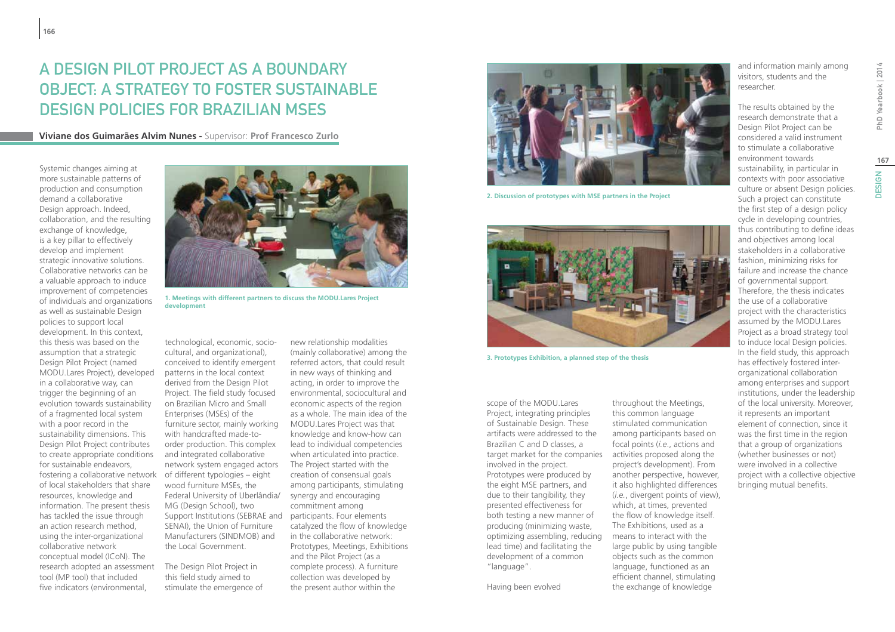# A DESIGN PILOT PROJECT AS A BOUNDARY OBJECT: A STRATEGY TO FOSTER SUSTAINABLE DESIGN POLICIES FOR BRAZILIAN MSES

**Viviane dos Guimarães Alvim Nunes -** Supervisor: **Prof Francesco Zurlo**

Systemic changes aiming at more sustainable patterns of production and consumption demand a collaborative Design approach. Indeed, collaboration, and the resulting exchange of knowledge, is a key pillar to effectively develop and implement strategic innovative solutions. Collaborative networks can be a valuable approach to induce improvement of competencies of individuals and organizations as well as sustainable Design policies to support local development. In this context, this thesis was based on the assumption that a strategic Design Pilot Project (named MODU.Lares Project), developed in a collaborative way, can trigger the beginning of an evolution towards sustainability of a fragmented local system with a poor record in the sustainability dimensions. This Design Pilot Project contributes to create appropriate conditions for sustainable endeavors, fostering a collaborative network of local stakeholders that share resources, knowledge and information. The present thesis has tackled the issue through an action research method, using the inter-organizational collaborative network conceptual model (ICoN). The research adopted an assessment tool (MP tool) that included five indicators (environmental, technological, economic, socio-cultural, and organizational), conceived to identify emergent patterns in the local context derived from the Design Pilot Project. The field study focused on Brazilian Micro and Small Enterprises (MSEs) of the furniture sector, mainly working with handcrafted made-to-order production. This complex and integrated collaborative network system engaged actors of different typologies – eight wood furniture MSEs, the Federal University of Uberlândia/MG (Design School), two Support Institutions (SEBRAE and SENAI), the Union of Furniture Manufacturers (SINDMOB) and the Local Government.

1. Meetings with different partners to discuss the MODU.Lares Project development

The Design Pilot Project in this field study aimed to stimulate the emergence of new relationship modalities (mainly collaborative) among the referred actors, that could result in new ways of thinking and acting, in order to improve the environmental, sociocultural and economic aspects of the region as a whole. The main idea of the MODU.Lares Project was that knowledge and know-how can lead to individual competencies when articulated into practice. The Project started with the creation of consensual goals among participants, stimulating synergy and encouraging commitment among participants. Four elements catalyzed the flow of knowledge in the collaborative network: Prototypes, Meetings, Exhibitions and the Pilot Project (as a complete process). A furniture collection was developed by the present author within the scope of the MODU.Lares Project, integrating principles of Sustainable Design. These artifacts were addressed to the Brazilian C and D classes, a target market for the companies involved in the project. Prototypes were produced by the eight MSE partners, and due to their tangibility, they presented effectiveness for both testing a new manner of producing (minimizing waste, optimizing assembling, reducing lead time) and facilitating the development of a common "language".

2. Discussion of prototypes with MSE partners in the Project

3. Prototypes Exhibition, a planned step of the thesis

Having been evolved throughout the Meetings, this common language stimulated communication among participants based on focal points (*i.e.*, actions and activities proposed along the project's development). From another perspective, however, it also highlighted differences (*i.e.*, divergent points of view), which, at times, prevented the flow of knowledge itself. The Exhibitions, used as a means to interact with the large public by using tangible objects such as the common language, functioned as an efficient channel, stimulating the exchange of knowledge and information mainly among visitors, students and the researcher.

The results obtained by the research demonstrate that a Design Pilot Project can be considered a valid instrument to stimulate a collaborative environment towards sustainability, in particular in contexts with poor associative culture or absent Design policies. Such a project can constitute the first step of a design policy cycle in developing countries, thus contributing to define ideas and objectives among local stakeholders in a collaborative fashion, minimizing risks for failure and increase the chance of governmental support. Therefore, the thesis indicates the use of a collaborative project with the characteristics assumed by the MODU.Lares Project as a broad strategy tool to induce local Design policies. In the field study, this approach has effectively fostered inter-organizational collaboration among enterprises and support institutions, under the leadership of the local university. Moreover, it represents an important element of connection, since it was the first time in the region that a group of organizations (whether businesses or not) were involved in a collective project with a collective objective bringing mutual benefits.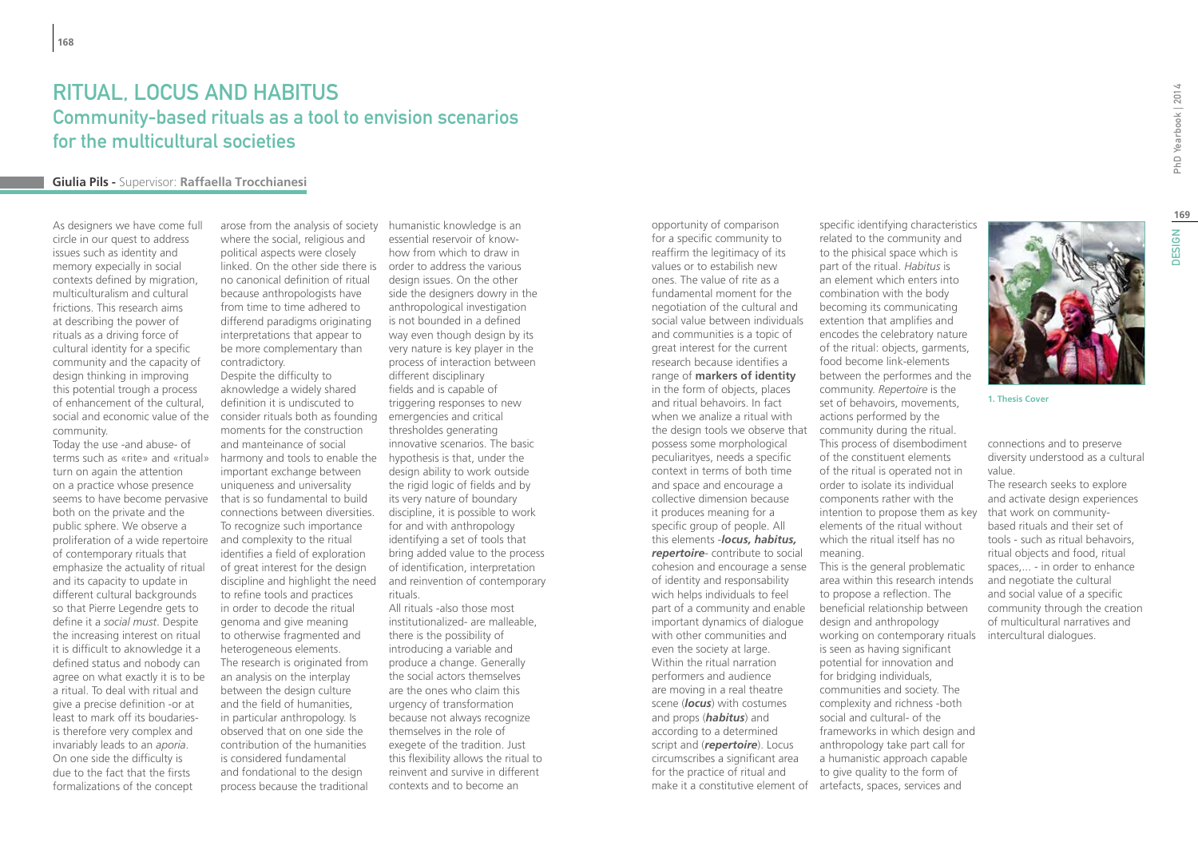# RITUAL, LOCUS AND HABITUS

## Community-based rituals as a tool to envision scenarios for the multicultural societies

**Giulia Pils -** Supervisor: **Raffaella Trocchianesi**

As designers we have come full circle in our quest to address issues such as identity and memory expecially in social contexts defined by migration, multiculturalism and cultural frictions. This research aims at describing the power of rituals as a driving force of cultural identity for a specific community and the capacity of design thinking in improving this potential trough a process of enhancement of the cultural, social and economic value of the community.

Today the use -and abuse- of terms such as «rite» and «ritual» turn on again the attention on a practice whose presence seems to have become pervasive both on the private and the public sphere. We observe a proliferation of a wide repertoire of contemporary rituals that emphasize the actuality of ritual and its capacity to update in different cultural backgrounds so that Pierre Legendre gets to define it a *social must*. Despite the increasing interest on ritual it is difficult to aknowledge it a defined status and nobody can agree on what exactly it is to be a ritual. To deal with ritual and give a precise definition -or at least to mark off its boudaries- is therefore very complex and invariably leads to an *aporia*. On one side the difficulty is due to the fact that the firsts formalizations of the concept arose from the analysis of society where the social, religious and political aspects were closely linked. On the other side there is no canonical definition of ritual because anthropologists have from time to time adhered to differend paradigms originating interpretations that appear to be more complementary than contradictory.

Despite the difficulty to aknowledge a widely shared definition it is undiscuted to consider rituals both as founding moments for the construction and manteinance of social harmony and tools to enable the important exchange between uniqueness and universality that is so fundamental to build connections between diversities. To recognize such importance and complexity to the ritual identifies a field of exploration of great interest for the design discipline and highlight the need to refine tools and practices in order to decode the ritual genoma and give meaning to otherwise fragmented and heterogeneous elements.

The research is originated from an analysis on the interplay between the design culture and the field of humanities, in particular anthropology. Is observed that on one side the contribution of the humanities is considered fundamental and fondational to the design process because the traditional humanistic knowledge is an essential reservoir of know-how from which to draw in order to address the various design issues. On the other side the designers dowry in the anthropological investigation is not bounded in a defined way even though design by its very nature is key player in the process of interaction between different disciplinary fields and is capable of triggering responses to new emergencies and critical thresholdes generating innovative scenarios. The basic hypothesis is that, under the design ability to work outside the rigid logic of fields and by its very nature of boundary discipline, it is possible to work for and with anthropology identifying a set of tools that bring added value to the process of identification, interpretation and reinvention of contemporary rituals.

All rituals -also those most institutionalized- are malleable, there is the possibility of introducing a variable and produce a change. Generally the social actors themselves are the ones who claim this urgency of transformation because not always recognize themselves in the role of exegete of the tradition. Just this flexibility allows the ritual to reinvent and survive in different contexts and to become an opportunity of comparison for a specific community to reaffirm the legitimacy of its values or to estabilish new ones. The value of rite as a fundamental moment for the negotiation of the cultural and social value between individuals and communities is a topic of great interest for the current research because identifies a range of **markers of identity** in the form of objects, places and ritual behaviors. In fact when we analize a ritual with the design tools we observe that possess some morphological peculiarityes, needs a specific context in terms of both time and space and encourage a collective dimension because it produces meaning for a specific group of people. All this elements -***locus, habitus, repertoire***- contribute to social cohesion and encourage a sense of identity and responsability wich helps individuals to feel part of a community and enable important dynamics of dialogue with other communities and even the society at large.

Within the ritual narration performers and audience are moving in a real theatre scene (***locus***) with costumes and props (***habitus***) and according to a determined script and (***repertoire***). Locus circumscribes a significant area for the practice of ritual and make it a constitutive element of specific identifying characteristics related to the community and to the phisical space which is part of the ritual. *Habitus* is an element which enters into combination with the body becoming its communicating extention that amplifies and encodes the celebratory nature of the ritual: objects, garments, food become link-elements between the performes and the community. *Repertoire* is the set of behavirs, movements, actions performed by the community during the ritual.

This process of disembodiment of the constituent elements of the ritual is operated not in order to isolate its individual components rather with the intention to propose them as key elements of the ritual without which the ritual itself has no meaning.

This is the general problematic area within this research intends to propose a reflection. The beneficial relationship between design and anthropology working on contemporary rituals is seen as having significant potential for innovation and for bridging individuals, communities and society. The complexity and richness -both social and cultural- of the frameworks in which design and anthropology take part call for a humanistic approach capable to give quality to the form of artefacts, spaces, services and connections and to preserve diversity understood as a cultural value.

The research seeks to explore and activate design experiences that work on community-based rituals and their set of tools - such as ritual behavirs, ritual objects and food, ritual spaces,... - in order to enhance and negotiate the cultural and social value of a specific community through the creation of multicultural narratives and intercultural dialogues.

1. Thesis Cover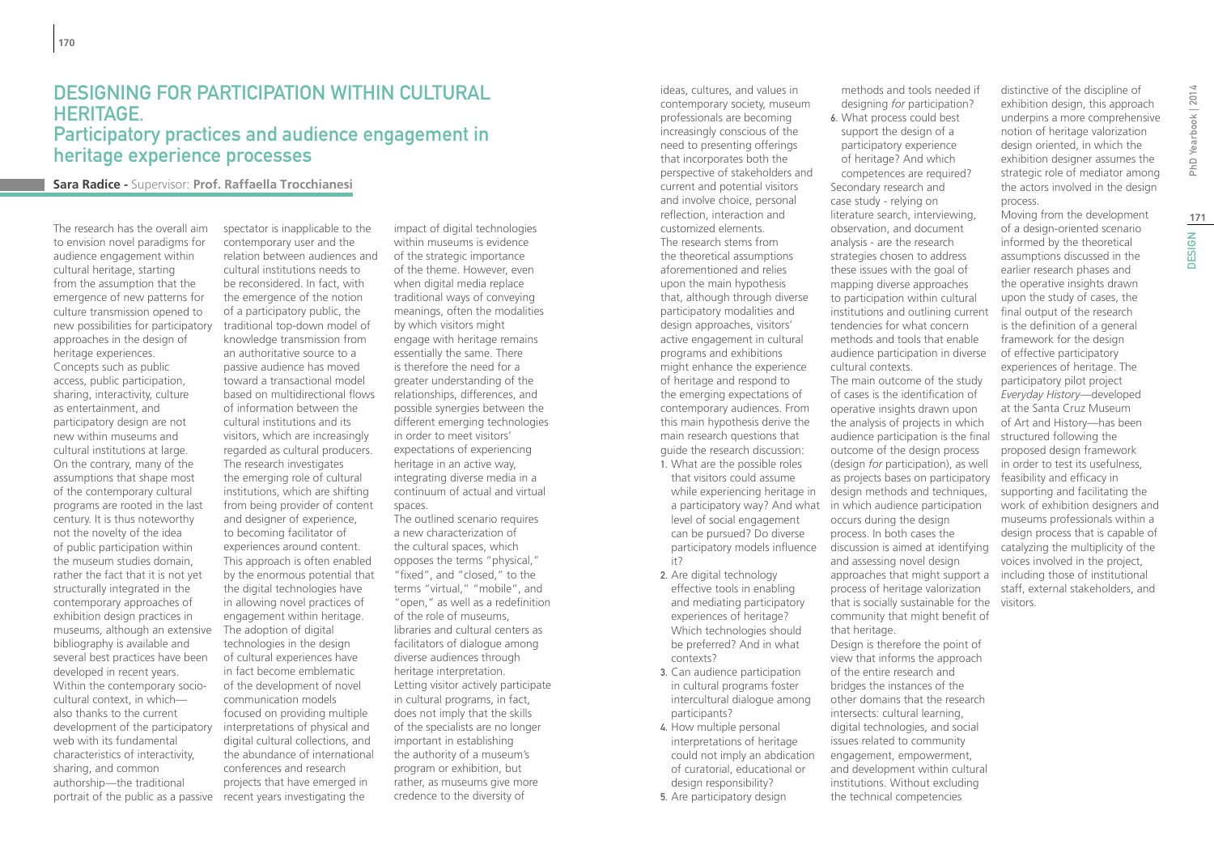# Designing for Participation within Cultural Heritage.

## Participatory practices and audience engagement in heritage experience processes

**Sara Radice** - Supervisor: **Prof. Raffaella Trocchianesi**

The research has the overall aim to envision novel paradigms for audience engagement within cultural heritage, starting from the assumption that the emergence of new patterns for culture transmission opened to new possibilities for participatory approaches in the design of heritage experiences.

Concepts such as public access, public participation, sharing, interactivity, culture as entertainment, and participatory design are not new within museums and cultural institutions at large. On the contrary, many of the assumptions that shape most of the contemporary cultural programs are rooted in the last century. It is thus noteworthy not the novelty of the idea of public participation within the museum studies domain, rather the fact that it is not yet structurally integrated in the contemporary approaches of exhibition design practices in museums, although an extensive bibliography is available and several best practices have been developed in recent years.

Within the contemporary socio-cultural context, in which—also thanks to the current development of the participatory web with its fundamental characteristics of interactivity, sharing, and common authorship—the traditional portrait of the public as a passive spectator is inapplicable to the contemporary user and the relation between audiences and cultural institutions needs to be reconsidered. In fact, with the emergence of the notion of a participatory public, the traditional top-down model of knowledge transmission from an authoritative source to a passive audience has moved toward a transactional model based on multidirectional flows of information between the cultural institutions and its visitors, which are increasingly regarded as cultural producers.

The research investigates the emerging role of cultural institutions, which are shifting from being provider of content and designer of experience, to becoming facilitator of experiences around content. This approach is often enabled by the enormous potential that the digital technologies have in allowing novel practices of engagement within heritage. The adoption of digital technologies in the design of cultural experiences have in fact become emblematic of the development of novel communication models focused on providing multiple interpretations of physical and digital cultural collections, and the abundance of international conferences and research projects that have emerged in recent years investigating the impact of digital technologies within museums is evidence of the strategic importance of the theme. However, even when digital media replace traditional ways of conveying meanings, often the modalities by which visitors might engage with heritage remains essentially the same. There is therefore the need for a greater understanding of the relationships, differences, and possible synergies between the different emerging technologies in order to meet visitors' expectations of experiencing heritage in an active way, integrating diverse media in a continuum of actual and virtual spaces.

The outlined scenario requires a new characterization of the cultural spaces, which opposes the terms "physical," "fixed", and "closed," to the terms "virtual," "mobile", and "open," as well as a redefinition of the role of museums, libraries and cultural centers as facilitators of dialogue among diverse audiences through heritage interpretation.

Letting visitor actively participate in cultural programs, in fact, does not imply that the skills of the specialists are no longer important in establishing the authority of a museum's program or exhibition, but rather, as museums give more credence to the diversity of ideas, cultures, and values in contemporary society, museum professionals are becoming increasingly conscious of the need to presenting offerings that incorporates both the perspective of stakeholders and current and potential visitors and involve choice, personal reflection, interaction and customized elements.

The research stems from the theoretical assumptions aforementioned and relies upon the main hypothesis that, although through diverse participatory modalities and design approaches, visitors' active engagement in cultural programs and exhibitions might enhance the experience of heritage and respond to the emerging expectations of contemporary audiences. From this main hypothesis derive the main research questions that guide the research discussion:

1. What are the possible roles that visitors could assume while experiencing heritage in a participatory way? And what level of social engagement can be pursued? Do diverse participatory models influence it?
2. Are digital technology effective tools in enabling and mediating participatory experiences of heritage? Which technologies should be preferred? And in what contexts?
3. Can audience participation in cultural programs foster intercultural dialogue among participants?
4. How multiple personal interpretations of heritage could not imply an abdication of curatorial, educational or design responsibility?
5. Are participatory design methods and tools needed if designing *for* participation?
6. What process could best support the design of a participatory experience of heritage? And which competences are required?

Secondary research and case study - relying on literature search, interviewing, observation, and document analysis - are the research strategies chosen to address these issues with the goal of mapping diverse approaches to participation within cultural institutions and outlining current tendencies for what concern methods and tools that enable audience participation in diverse cultural contexts.

The main outcome of the study of cases is the identification of operative insights drawn upon the analysis of projects in which audience participation is the final outcome of the design process (design *for* participation), as well as projects bases on participatory design methods and techniques, in which audience participation occurs during the design process. In both cases the discussion is aimed at identifying and assessing novel design approaches that might support a process of heritage valorization that is socially sustainable for the community that might benefit of that heritage.

Design is therefore the point of view that informs the approach of the entire research and bridges the instances of the other domains that the research intersects: cultural learning, digital technologies, and social issues related to community engagement, empowerment, and development within cultural institutions. Without excluding the technical competencies distinctive of the discipline of exhibition design, this approach underpins a more comprehensive notion of heritage valorization design oriented, in which the exhibition designer assumes the strategic role of mediator among the actors involved in the design process.

Moving from the development of a design-oriented scenario informed by the theoretical assumptions discussed in the earlier research phases and the operative insights drawn upon the study of cases, the final output of the research is the definition of a general framework for the design of effective participatory experiences of heritage. The participatory pilot project *Everyday History*—developed at the Santa Cruz Museum of Art and History—has been structured following the proposed design framework in order to test its usefulness, feasibility and efficacy in supporting and facilitating the work of exhibition designers and museums professionals within a design process that is capable of catalyzing the multiplicity of the voices involved in the project, including those of institutional staff, external stakeholders, and visitors.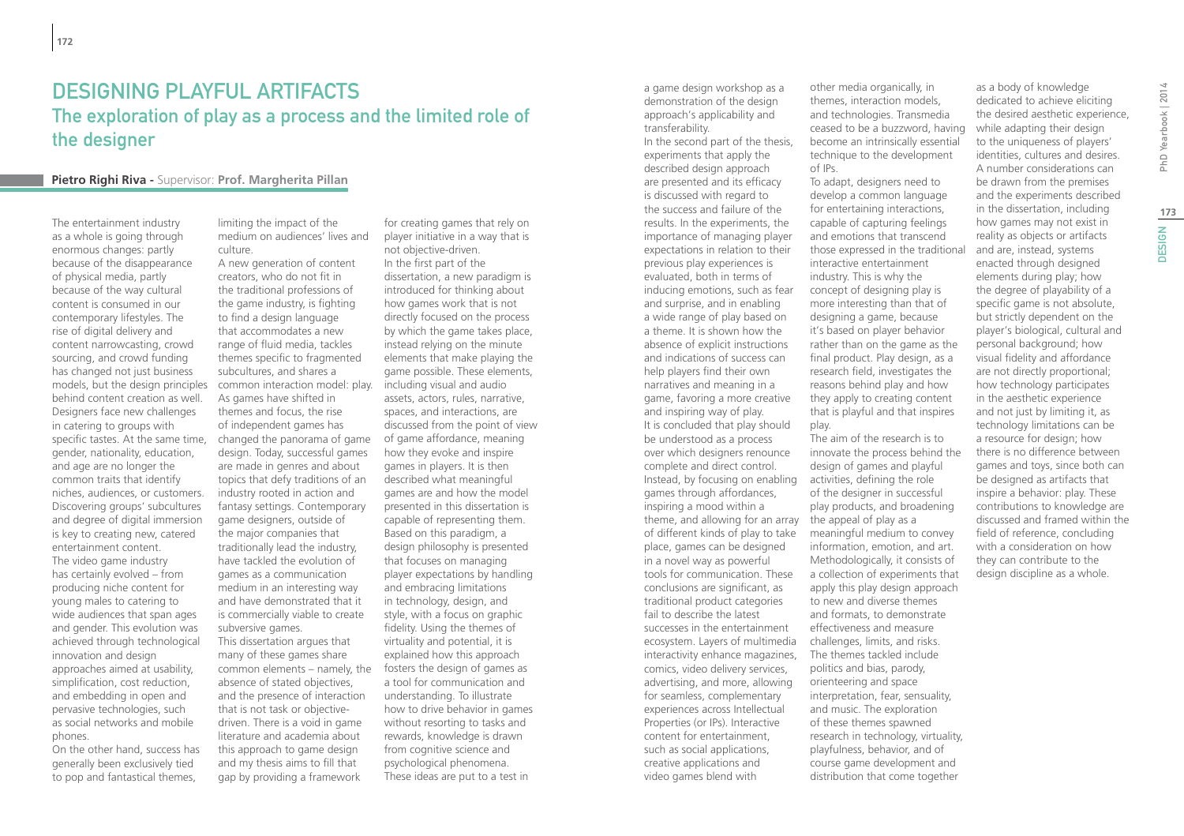# DESIGNING PLAYFUL ARTIFACTS

## The exploration of play as a process and the limited role of the designer

**Pietro Righi Riva** - Supervisor: **Prof. Margherita Pillan**

The entertainment industry as a whole is going through enormous changes: partly because of the disappearance of physical media, partly because of the way cultural content is consumed in our contemporary lifestyles. The rise of digital delivery and content narrowcasting, crowd sourcing, and crowd funding has changed not just business models, but the design principles behind content creation as well. Designers face new challenges in catering to groups with specific tastes. At the same time, gender, nationality, education, and age are no longer the common traits that identify niches, audiences, or customers. Discovering groups' subcultures and degree of digital immersion is key to creating new, catered entertainment content.

The video game industry has certainly evolved – from producing niche content for young males to catering to wide audiences that span ages and gender. This evolution was achieved through technological innovation and design approaches aimed at usability, simplification, cost reduction, and embedding in open and pervasive technologies, such as social networks and mobile phones.

On the other hand, success has generally been exclusively tied to pop and fantastical themes, limiting the impact of the medium on audiences' lives and culture.

A new generation of content creators, who do not fit in the traditional professions of the game industry, is fighting to find a design language that accommodates a new range of fluid media, tackles themes specific to fragmented subcultures, and shares a common interaction model: play. As games have shifted in themes and focus, the rise of independent games has changed the panorama of game design. Today, successful games are made in genres and about topics that defy traditions of an industry rooted in action and fantasy settings. Contemporary game designers, outside of the major companies that traditionally lead the industry, have tackled the evolution of games as a communication medium in an interesting way and have demonstrated that it is commercially viable to create subversive games.

This dissertation argues that many of these games share common elements – namely, the absence of stated objectives, and the presence of interaction that is not task or objective-driven. There is a void in game literature and academia about this approach to game design and my thesis aims to fill that gap by providing a framework for creating games that rely on player initiative in a way that is not objective-driven.

In the first part of the dissertation, a new paradigm is introduced for thinking about how games work that is not directly focused on the process by which the game takes place, instead relying on the minute elements that make playing the game possible. These elements, including visual and audio assets, actors, rules, narrative, spaces, and interactions, are discussed from the point of view of game affordance, meaning how they evoke and inspire games in players. It is then described what meaningful games are and how the model presented in this dissertation is capable of representing them. Based on this paradigm, a design philosophy is presented that focuses on managing player expectations by handling and embracing limitations in technology, design, and style, with a focus on graphic fidelity. Using the themes of virtuality and potential, it is explained how this approach fosters the design of games as a tool for communication and understanding. To illustrate how to drive behavior in games without resorting to tasks and rewards, knowledge is drawn from cognitive science and psychological phenomena. These ideas are put to a test in a game design workshop as a demonstration of the design approach's applicability and transferability.

In the second part of the thesis, experiments that apply the described design approach are presented and its efficacy is discussed with regard to the success and failure of the results. In the experiments, the importance of managing player expectations in relation to their previous play experiences is evaluated, both in terms of inducing emotions, such as fear and surprise, and in enabling a wide range of play based on a theme. It is shown how the absence of explicit instructions and indications of success can help players find their own narratives and meaning in a game, favoring a more creative and inspiring way of play.

It is concluded that play should be understood as a process over which designers renounce complete and direct control. Instead, by focusing on enabling games through affordances, inspiring a mood within a theme, and allowing for an array of different kinds of play to take place, games can be designed in a novel way as powerful tools for communication. These conclusions are significant, as traditional product categories fail to describe the latest successes in the entertainment ecosystem. Layers of multimedia interactivity enhance magazines, comics, video delivery services, advertising, and more, allowing for seamless, complementary experiences across Intellectual Properties (or IPs). Interactive content for entertainment, such as social applications, creative applications and video games blend with other media organically, in themes, interaction models, and technologies. Transmedia ceased to be a buzzword, having become an intrinsically essential technique to the development of IPs.

To adapt, designers need to develop a common language for entertaining interactions, capable of capturing feelings and emotions that transcend those expressed in the traditional interactive entertainment industry. This is why the concept of designing play is more interesting than that of designing a game, because it's based on player behavior rather than on the game as the final product. Play design, as a research field, investigates the reasons behind play and how they apply to creating content that is playful and that inspires play.

The aim of the research is to innovate the process behind the design of games and playful activities, defining the role of the designer in successful play products, and broadening the appeal of play as a meaningful medium to convey information, emotion, and art. Methodologically, it consists of a collection of experiments that apply this play design approach to new and diverse themes and formats, to demonstrate effectiveness and measure challenges, limits, and risks. The themes tackled include politics and bias, parody, orienteering and space interpretation, fear, sensuality, and music. The exploration of these themes spawned research in technology, virtuality, playfulness, behavior, and of course game development and distribution that come together as a body of knowledge dedicated to achieve eliciting the desired aesthetic experience, while adapting their design to the uniqueness of players' identities, cultures and desires.

A number considerations can be drawn from the premises and the experiments described in the dissertation, including how games may not exist in reality as objects or artifacts and are, instead, systems enacted through designed elements during play; how the degree of playability of a specific game is not absolute, but strictly dependent on the player's biological, cultural and personal background; how visual fidelity and affordance are not directly proportional; how technology participates in the aesthetic experience and not just by limiting it, as technology limitations can be a resource for design; how there is no difference between games and toys, since both can be designed as artifacts that inspire a behavior: play. These contributions to knowledge are discussed and framed within the field of reference, concluding with a consideration on how they can contribute to the design discipline as a whole.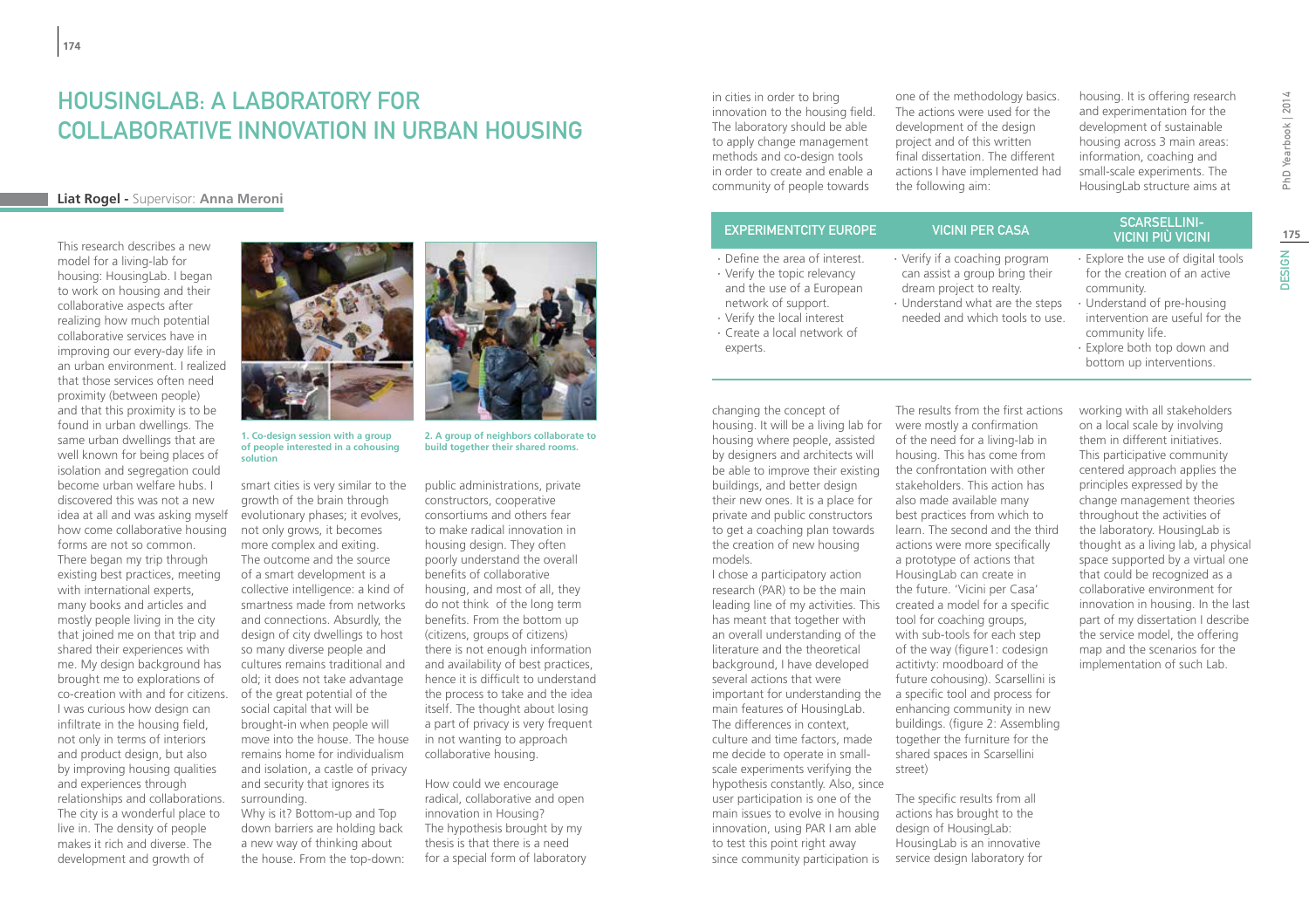# HousingLab: a Laboratory for Collaborative Innovation in Urban Housing

**Liat Rogel** - Supervisor: **Anna Meroni**

This research describes a new model for a living-lab for housing: HousingLab. I began to work on housing and their collaborative aspects after realizing how much potential collaborative services have in improving our every-day life in an urban environment. I realized that those services often need proximity (between people) and that this proximity is to be found in urban dwellings. The same urban dwellings that are well known for being places of isolation and segregation could become urban welfare hubs. I discovered this was not a new idea at all and was asking myself how come collaborative housing forms are not so common. There began my trip through existing best practices, meeting with international experts, many books and articles and mostly people living in the city that joined me on that trip and shared their experiences with me. My design background has brought me to explorations of co-creation with and for citizens. I was curious how design can infiltrate in the housing field, not only in terms of interiors and product design, but also by improving housing qualities and experiences through relationships and collaborations. The city is a wonderful place to live in. The density of people makes it rich and diverse. The development and growth of smart cities is very similar to the growth of the brain through evolutionary phases; it evolves, not only grows, it becomes more complex and exiting. The outcome and the source of a smart development is a collective intelligence: a kind of smartness made from networks and connections. Absurdly, the design of city dwellings to host so many diverse people and cultures remains traditional and old; it does not take advantage of the great potential of the social capital that will be brought-in when people will move into the house. The house remains home for individualism and isolation, a castle of privacy and security that ignores its surrounding.

Why is it? Bottom-up and Top down barriers are holding back a new way of thinking about the house. From the top-down: public administrations, private constructors, cooperative consortiums and others fear to make radical innovation in housing design. They often poorly understand the overall benefits of collaborative housing, and most of all, they do not think of the long term benefits. From the bottom up (citizens, groups of citizens) there is not enough information and availability of best practices, hence it is difficult to understand the process to take and the idea itself. The thought about losing a part of privacy is very frequent in not wanting to approach collaborative housing.

1. Co-design session with a group of people interested in a cohousing solution

2. A group of neighbors collaborate to build together their shared rooms.

How could we encourage radical, collaborative and open innovation in Housing? The hypothesis brought by my thesis is that there is a need for a special form of laboratory in cities in order to bring innovation to the housing field. The laboratory should be able to apply change management methods and co-design tools in order to create and enable a community of people towards changing the concept of housing. It will be a living lab for housing where people, assisted by designers and architects will be able to improve their existing buildings, and better design their new ones. It is a place for private and public constructors to get a coaching plan towards the creation of new housing models.

I chose a participatory action research (PAR) to be the main leading line of my activities. This has meant that together with an overall understanding of the literature and the theoretical background, I have developed several actions that were important for understanding the main features of HousingLab. The differences in context, culture and time factors, made me decide to operate in small-scale experiments verifying the hypothesis constantly. Also, since user participation is one of the main issues to evolve in housing innovation, using PAR I am able to test this point right away since community participation is one of the methodology basics. The actions were used for the development of the design project and of this written final dissertation. The different actions I have implemented had the following aim:

| EXPERIMENTCITY EUROPE | VICINI PER CASA | SCARSELLINI-VICINI PIÙ VICINI |
|---|---|---|
| · Define the area of interest.<br>· Verify the topic relevancy and the use of a European network of support.<br>· Verify the local interest<br>· Create a local network of experts. | · Verify if a coaching program can assist a group bring their dream project to realty.<br>· Understand what are the steps needed and which tools to use. | · Explore the use of digital tools for the creation of an active community.<br>· Understand of pre-housing intervention are useful for the community life.<br>· Explore both top down and bottom up interventions. |

The results from the first actions were mostly a confirmation of the need for a living-lab in housing. This has come from the confrontation with other stakeholders. This action has also made available many best practices from which to learn. The second and the third actions were more specifically a prototype of actions that HousingLab can create in the future. 'Vicini per Casa' created a model for a specific tool for coaching groups, with sub-tools for each step of the way (figure1: codesign actitivty: moodboard of the future cohousing). Scarsellini is a specific tool and process for enhancing community in new buildings. (figure 2: Assembling together the furniture for the shared spaces in Scarsellini street)

The specific results from all actions has brought to the design of HousingLab: HousingLab is an innovative service design laboratory for housing. It is offering research and experimentation for the development of sustainable housing across 3 main areas: information, coaching and small-scale experiments. The HousingLab structure aims at working with all stakeholders on a local scale by involving them in different initiatives. This participative community centered approach applies the principles expressed by the change management theories throughout the activities of the laboratory. HousingLab is thought as a living lab, a physical space supported by a virtual one that could be recognized as a collaborative environment for innovation in housing. In the last part of my dissertation I describe the service model, the offering map and the scenarios for the implementation of such Lab.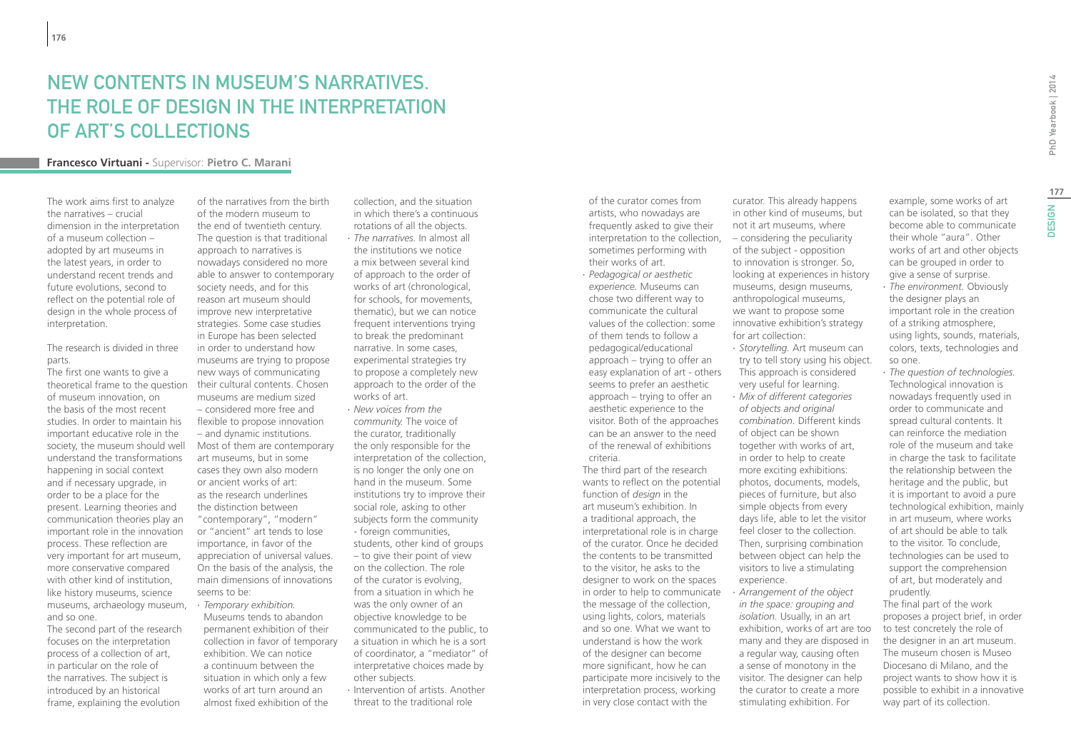# NEW CONTENTS IN MUSEUM'S NARRATIVES. THE ROLE OF DESIGN IN THE INTERPRETATION OF ART'S COLLECTIONS

**Francesco Virtuani** - Supervisor: **Pietro C. Marani**

The work aims first to analyze the narratives – crucial dimension in the interpretation of a museum collection – adopted by art museums in the latest years, in order to understand recent trends and future evolutions, second to reflect on the potential role of design in the whole process of interpretation.

The research is divided in three parts.

The first one wants to give a theoretical frame to the question of museum innovation, on the basis of the most recent studies. In order to maintain his important educative role in the society, the museum should well understand the transformations happening in social context and if necessary upgrade, in order to be a place for the present. Learning theories and communication theories play an important role in the innovation process. These reflection are very important for art museum, more conservative compared with other kind of institution, like history museums, science museums, archaeology museum, and so one.

The second part of the research focuses on the interpretation process of a collection of art, in particular on the role of the narratives. The subject is introduced by an historical frame, explaining the evolution of the narratives from the birth of the modern museum to the end of twentieth century. The question is that traditional approach to narratives is nowadays considered no more able to answer to contemporary society needs, and for this reason art museum should improve new interpretative strategies. Some case studies in Europe has been selected in order to understand how museums are trying to propose new ways of communicating their cultural contents. Chosen museums are medium sized – considered more free and flexible to propose innovation – and dynamic institutions. Most of them are contemporary art museums, but in some cases they own also modern or ancient works of art: as the research underlines the distinction between "contemporary", "modern" or "ancient" art tends to lose importance, in favor of the appreciation of universal values. On the basis of the analysis, the main dimensions of innovations seems to be:

- *Temporary exhibition.* Museums tends to abandon permanent exhibition of their collection in favor of temporary exhibition. We can notice a continuum between the situation in which only a few works of art turn around an almost fixed exhibition of the collection, and the situation in which there's a continuous rotations of all the objects.
- *The narratives.* In almost all the institutions we notice a mix between several kind of approach to the order of works of art (chronological, for schools, for movements, thematic), but we can notice frequent interventions trying to break the predominant narrative. In some cases, experimental strategies try to propose a completely new approach to the order of the works of art.
- *New voices from the community.* The voice of the curator, traditionally the only responsible for the interpretation of the collection, is no longer the only one on hand in the museum. Some institutions try to improve their social role, asking to other subjects form the community - foreign communities, students, other kind of groups – to give their point of view on the collection. The role of the curator is evolving, from a situation in which he was the only owner of an objective knowledge to be communicated to the public, to a situation in which he is a sort of coordinator, a "mediator" of interpretative choices made by other subjects.
- Intervention of artists. Another threat to the traditional role of the curator comes from artists, who nowadays are frequently asked to give their interpretation to the collection, sometimes performing with their works of art.
- *Pedagogical or aesthetic experience.* Museums can chose two different way to communicate the cultural values of the collection: some of them tends to follow a pedagogical/educational approach – trying to offer an easy explanation of art - others seems to prefer an aesthetic approach – trying to offer an aesthetic experience to the visitor. Both of the approaches can be an answer to the need of the renewal of exhibitions criteria.

The third part of the research wants to reflect on the potential function of *design* in the art museum's exhibition. In a traditional approach, the interpretational role is in charge of the curator. Once he decided the contents to be transmitted to the visitor, he asks to the designer to work on the spaces in order to help to communicate the message of the collection, using lights, colors, materials and so one. What we want to understand is how the work of the designer can become more significant, how he can participate more incisively to the interpretation process, working in very close contact with the curator. This already happens in other kind of museums, but not it art museums, where – considering the peculiarity of the subject - opposition to innovation is stronger. So, looking at experiences in history museums, design museums, anthropological museums, we want to propose some innovative exhibition's strategy for art collection:

- *Storytelling.* Art museum can try to tell story using his object. This approach is considered very useful for learning.
- *Mix of different categories of objects and original combination.* Different kinds of object can be shown together with works of art, in order to help to create more exciting exhibitions: photos, documents, models, pieces of furniture, but also simple objects from every days life, able to let the visitor feel closer to the collection. Then, surprising combination between object can help the visitors to live a stimulating experience.
- *Arrangement of the object in the space: grouping and isolation.* Usually, in an art exhibition, works of art are too many and they are disposed in a regular way, causing often a sense of monotony in the visitor. The designer can help the curator to create a more stimulating exhibition. For example, some works of art can be isolated, so that they become able to communicate their whole "aura". Other works of art and other objects can be grouped in order to give a sense of surprise.
- *The environment.* Obviously the designer plays an important role in the creation of a striking atmosphere, using lights, sounds, materials, colors, texts, technologies and so one.
- *The question of technologies.* Technological innovation is nowadays frequently used in order to communicate and spread cultural contents. It can reinforce the mediation role of the museum and take in charge the task to facilitate the relationship between the heritage and the public, but it is important to avoid a pure technological exhibition, mainly in art museum, where works of art should be able to talk to the visitor. To conclude, technologies can be used to support the comprehension of art, but moderately and prudently.

The final part of the work proposes a project brief, in order to test concretely the role of the designer in an art museum. The museum chosen is Museo Diocesano di Milano, and the project wants to show how it is possible to exhibit in a innovative way part of its collection.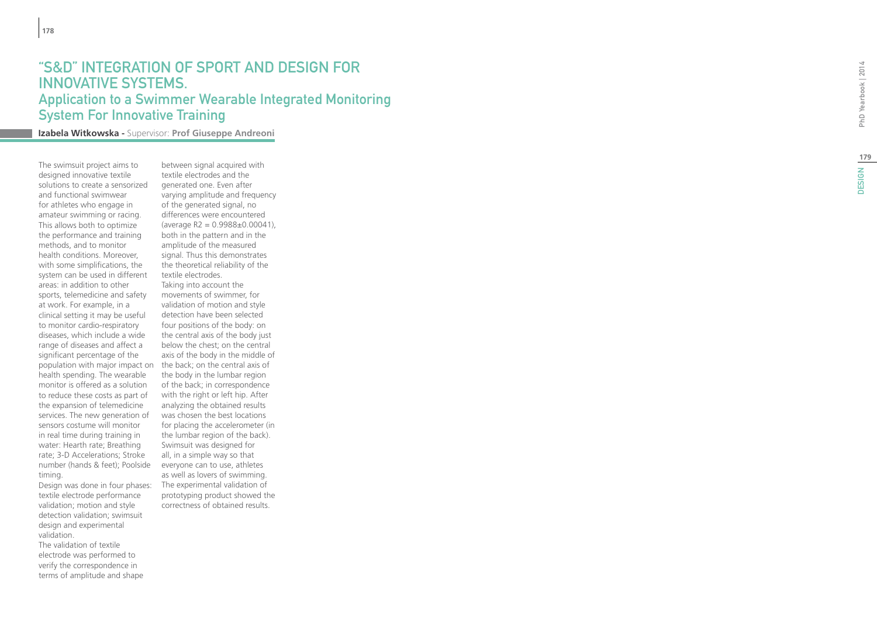# "S&D" INTEGRATION OF SPORT AND DESIGN FOR INNOVATIVE SYSTEMS.

## Application to a Swimmer Wearable Integrated Monitoring System For Innovative Training

**Izabela Witkowska** - Supervisor: **Prof Giuseppe Andreoni**

The swimsuit project aims to designed innovative textile solutions to create a sensorized and functional swimwear for athletes who engage in amateur swimming or racing. This allows both to optimize the performance and training methods, and to monitor health conditions. Moreover, with some simplifications, the system can be used in different areas: in addition to other sports, telemedicine and safety at work. For example, in a clinical setting it may be useful to monitor cardio-respiratory diseases, which include a wide range of diseases and affect a significant percentage of the population with major impact on health spending. The wearable monitor is offered as a solution to reduce these costs as part of the expansion of telemedicine services. The new generation of sensors costume will monitor in real time during training in water: Hearth rate; Breathing rate; 3-D Accelerations; Stroke number (hands & feet); Poolside timing.

Design was done in four phases: textile electrode performance validation; motion and style detection validation; swimsuit design and experimental validation.

The validation of textile electrode was performed to verify the correspondence in terms of amplitude and shape between signal acquired with textile electrodes and the generated one. Even after varying amplitude and frequency of the generated signal, no differences were encountered (average $R2 = 0.9988 \pm 0.00041$), both in the pattern and in the amplitude of the measured signal. Thus this demonstrates the theoretical reliability of the textile electrodes.

Taking into account the movements of swimmer, for validation of motion and style detection have been selected four positions of the body: on the central axis of the body just below the chest; on the central axis of the body in the middle of the back; on the central axis of the body in the lumbar region of the back; in correspondence with the right or left hip. After analyzing the obtained results was chosen the best locations for placing the accelerometer (in the lumbar region of the back). Swimsuit was designed for all, in a simple way so that everyone can to use, athletes as well as lovers of swimming. The experimental validation of prototyping product showed the correctness of obtained results.